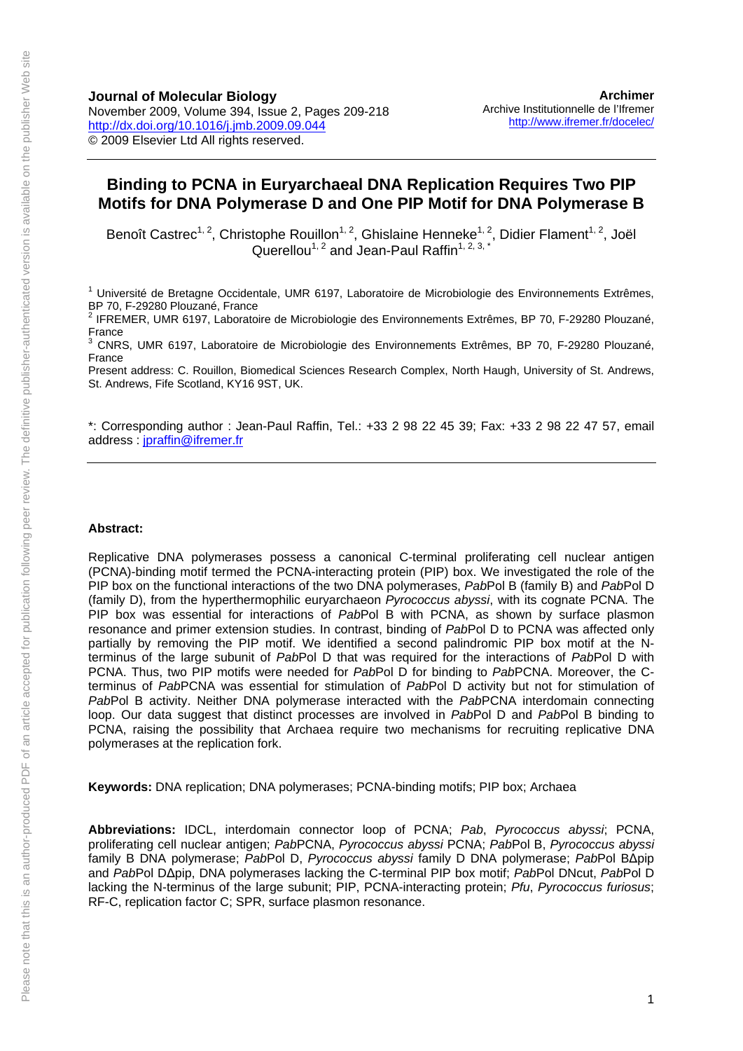**Journal of Molecular Biology**
November 2009, Volume 394, Issue 2, Pages 209-218
http://dx.doi.org/10.1016/j.jmb.2009.09.044
© 2009 Elsevier Ltd All rights reserved.

**Archimer**
Archive Institutionnelle de l'Ifremer
http://www.ifremer.fr/docelec/

# Binding to PCNA in Euryarchaeal DNA Replication Requires Two PIP Motifs for DNA Polymerase D and One PIP Motif for DNA Polymerase B

Benoît Castrec[1, 2], Christophe Rouillon[1, 2], Ghislaine Henneke[1, 2], Didier Flament[1, 2], Joël Querellou[1, 2] and Jean-Paul Raffin[1, 2, 3, *]

[1] Université de Bretagne Occidentale, UMR 6197, Laboratoire de Microbiologie des Environnements Extrêmes, BP 70, F-29280 Plouzané, France
[2] IFREMER, UMR 6197, Laboratoire de Microbiologie des Environnements Extrêmes, BP 70, F-29280 Plouzané, France
[3] CNRS, UMR 6197, Laboratoire de Microbiologie des Environnements Extrêmes, BP 70, F-29280 Plouzané, France
Present address: C. Rouillon, Biomedical Sciences Research Complex, North Haugh, University of St. Andrews, St. Andrews, Fife Scotland, KY16 9ST, UK.

*: Corresponding author : Jean-Paul Raffin, Tel.: +33 2 98 22 45 39; Fax: +33 2 98 22 47 57, email address : jpraffin@ifremer.fr

**Abstract:**

Replicative DNA polymerases possess a canonical C-terminal proliferating cell nuclear antigen (PCNA)-binding motif termed the PCNA-interacting protein (PIP) box. We investigated the role of the PIP box on the functional interactions of the two DNA polymerases, *Pab*Pol B (family B) and *Pab*Pol D (family D), from the hyperthermophilic euryarchaeon *Pyrococcus abyssi*, with its cognate PCNA. The PIP box was essential for interactions of *Pab*Pol B with PCNA, as shown by surface plasmon resonance and primer extension studies. In contrast, binding of *Pab*Pol D to PCNA was affected only partially by removing the PIP motif. We identified a second palindromic PIP box motif at the N-terminus of the large subunit of *Pab*Pol D that was required for the interactions of *Pab*Pol D with PCNA. Thus, two PIP motifs were needed for *Pab*Pol D for binding to *Pab*PCNA. Moreover, the C-terminus of *Pab*PCNA was essential for stimulation of *Pab*Pol D activity but not for stimulation of *Pab*Pol B activity. Neither DNA polymerase interacted with the *Pab*PCNA interdomain connecting loop. Our data suggest that distinct processes are involved in *Pab*Pol D and *Pab*Pol B binding to PCNA, raising the possibility that Archaea require two mechanisms for recruiting replicative DNA polymerases at the replication fork.

**Keywords:** DNA replication; DNA polymerases; PCNA-binding motifs; PIP box; Archaea

**Abbreviations:** IDCL, interdomain connector loop of PCNA; *Pab*, *Pyrococcus abyssi*; PCNA, proliferating cell nuclear antigen; *Pab*PCNA, *Pyrococcus abyssi* PCNA; *Pab*Pol B, *Pyrococcus abyssi* family B DNA polymerase; *Pab*Pol D, *Pyrococcus abyssi* family D DNA polymerase; *Pab*Pol BΔpip and *Pab*Pol DΔpip, DNA polymerases lacking the C-terminal PIP box motif; *Pab*Pol DNcut, *Pab*Pol D lacking the N-terminus of the large subunit; PIP, PCNA-interacting protein; *Pfu*, *Pyrococcus furiosus*; RF-C, replication factor C; SPR, surface plasmon resonance.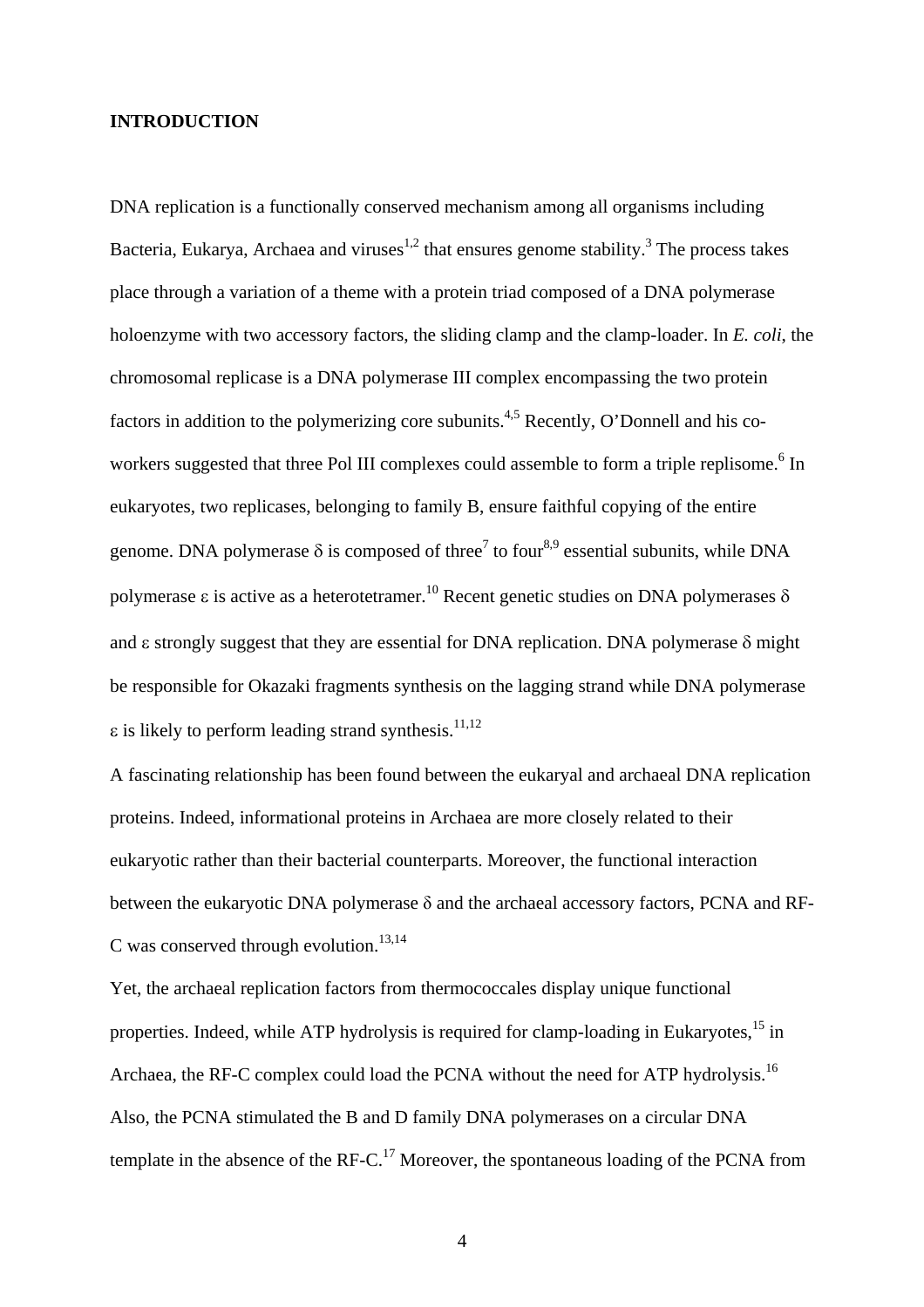## INTRODUCTION

DNA replication is a functionally conserved mechanism among all organisms including Bacteria, Eukarya, Archaea and viruses[1,2] that ensures genome stability.[3] The process takes place through a variation of a theme with a protein triad composed of a DNA polymerase holoenzyme with two accessory factors, the sliding clamp and the clamp-loader. In *E. coli*, the chromosomal replicase is a DNA polymerase III complex encompassing the two protein factors in addition to the polymerizing core subunits.[4,5] Recently, O'Donnell and his co-workers suggested that three Pol III complexes could assemble to form a triple replisome.[6] In eukaryotes, two replicases, belonging to family B, ensure faithful copying of the entire genome. DNA polymerase δ is composed of three[7] to four[8,9] essential subunits, while DNA polymerase ε is active as a heterotetramer.[10] Recent genetic studies on DNA polymerases δ and ε strongly suggest that they are essential for DNA replication. DNA polymerase δ might be responsible for Okazaki fragments synthesis on the lagging strand while DNA polymerase ε is likely to perform leading strand synthesis.[11,12]

A fascinating relationship has been found between the eukaryal and archaeal DNA replication proteins. Indeed, informational proteins in Archaea are more closely related to their eukaryotic rather than their bacterial counterparts. Moreover, the functional interaction between the eukaryotic DNA polymerase δ and the archaeal accessory factors, PCNA and RF-C was conserved through evolution.[13,14]

Yet, the archaeal replication factors from thermococcales display unique functional properties. Indeed, while ATP hydrolysis is required for clamp-loading in Eukaryotes,[15] in Archaea, the RF-C complex could load the PCNA without the need for ATP hydrolysis.[16] Also, the PCNA stimulated the B and D family DNA polymerases on a circular DNA template in the absence of the RF-C.[17] Moreover, the spontaneous loading of the PCNA from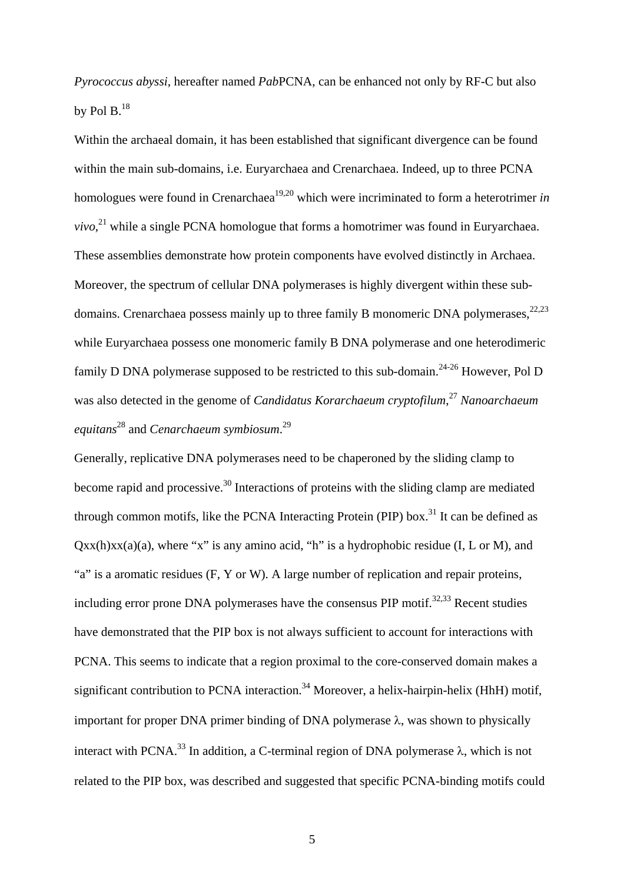*Pyrococcus abyssi*, hereafter named *Pab*PCNA, can be enhanced not only by RF-C but also by Pol B.[18]

Within the archaeal domain, it has been established that significant divergence can be found within the main sub-domains, i.e. Euryarchaea and Crenarchaea. Indeed, up to three PCNA homologues were found in Crenarchaea[19,20] which were incriminated to form a heterotrimer *in vivo*,[21] while a single PCNA homologue that forms a homotrimer was found in Euryarchaea. These assemblies demonstrate how protein components have evolved distinctly in Archaea. Moreover, the spectrum of cellular DNA polymerases is highly divergent within these sub-domains. Crenarchaea possess mainly up to three family B monomeric DNA polymerases,[22,23] while Euryarchaea possess one monomeric family B DNA polymerase and one heterodimeric family D DNA polymerase supposed to be restricted to this sub-domain.[24-26] However, Pol D was also detected in the genome of *Candidatus Korarchaeum cryptofilum*,[27] *Nanoarchaeum equitans*[28] and *Cenarchaeum symbiosum*.[29]

Generally, replicative DNA polymerases need to be chaperoned by the sliding clamp to become rapid and processive.[30] Interactions of proteins with the sliding clamp are mediated through common motifs, like the PCNA Interacting Protein (PIP) box.[31] It can be defined as Qxx(h)xx(a)(a), where "x" is any amino acid, "h" is a hydrophobic residue (I, L or M), and "a" is a aromatic residues (F, Y or W). A large number of replication and repair proteins, including error prone DNA polymerases have the consensus PIP motif.[32,33] Recent studies have demonstrated that the PIP box is not always sufficient to account for interactions with PCNA. This seems to indicate that a region proximal to the core-conserved domain makes a significant contribution to PCNA interaction.[34] Moreover, a helix-hairpin-helix (HhH) motif, important for proper DNA primer binding of DNA polymerase λ, was shown to physically interact with PCNA.[33] In addition, a C-terminal region of DNA polymerase λ, which is not related to the PIP box, was described and suggested that specific PCNA-binding motifs could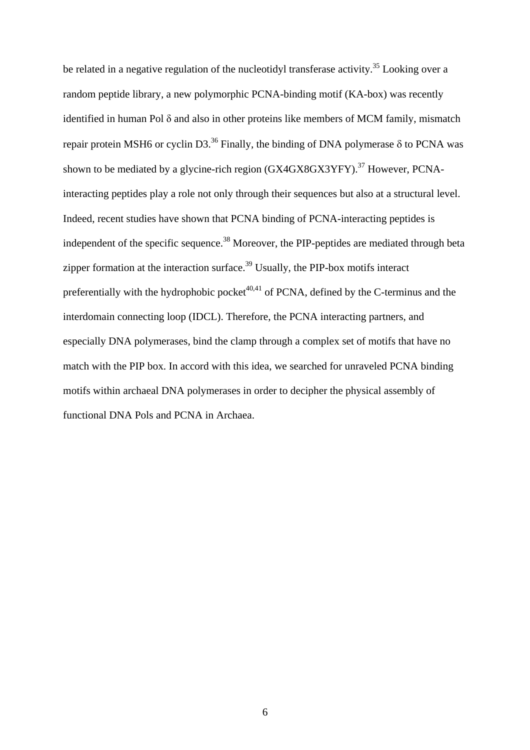be related in a negative regulation of the nucleotidyl transferase activity.[35] Looking over a random peptide library, a new polymorphic PCNA-binding motif (KA-box) was recently identified in human Pol δ and also in other proteins like members of MCM family, mismatch repair protein MSH6 or cyclin D3.[36] Finally, the binding of DNA polymerase δ to PCNA was shown to be mediated by a glycine-rich region (GX4GX8GX3YFY).[37] However, PCNA-interacting peptides play a role not only through their sequences but also at a structural level. Indeed, recent studies have shown that PCNA binding of PCNA-interacting peptides is independent of the specific sequence.[38] Moreover, the PIP-peptides are mediated through beta zipper formation at the interaction surface.[39] Usually, the PIP-box motifs interact preferentially with the hydrophobic pocket[40,41] of PCNA, defined by the C-terminus and the interdomain connecting loop (IDCL). Therefore, the PCNA interacting partners, and especially DNA polymerases, bind the clamp through a complex set of motifs that have no match with the PIP box. In accord with this idea, we searched for unraveled PCNA binding motifs within archaeal DNA polymerases in order to decipher the physical assembly of functional DNA Pols and PCNA in Archaea.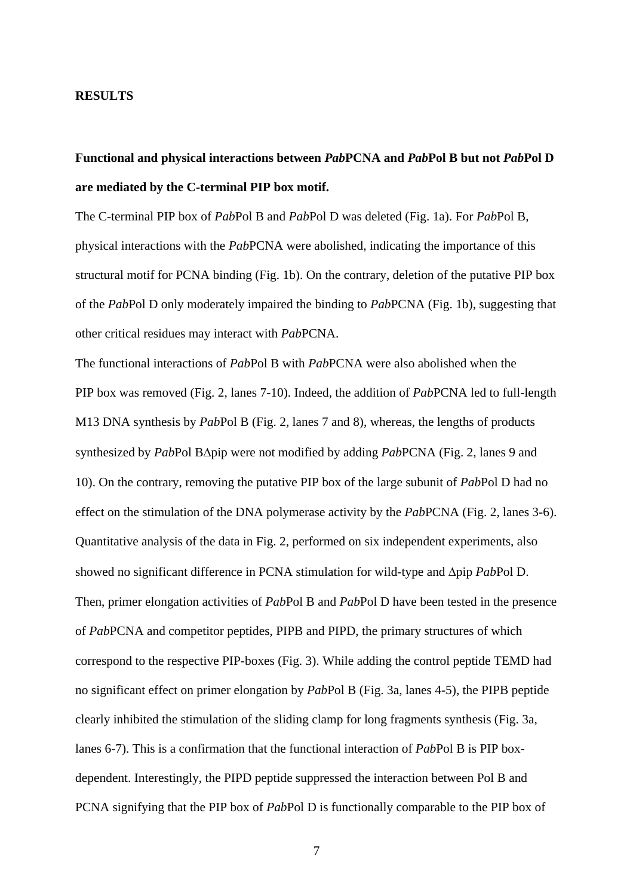## RESULTS

### Functional and physical interactions between *Pab*PCNA and *Pab*Pol B but not *Pab*Pol D are mediated by the C-terminal PIP box motif.

The C-terminal PIP box of *Pab*Pol B and *Pab*Pol D was deleted (Fig. 1a). For *Pab*Pol B, physical interactions with the *Pab*PCNA were abolished, indicating the importance of this structural motif for PCNA binding (Fig. 1b). On the contrary, deletion of the putative PIP box of the *Pab*Pol D only moderately impaired the binding to *Pab*PCNA (Fig. 1b), suggesting that other critical residues may interact with *Pab*PCNA.

The functional interactions of *Pab*Pol B with *Pab*PCNA were also abolished when the PIP box was removed (Fig. 2, lanes 7-10). Indeed, the addition of *Pab*PCNA led to full-length M13 DNA synthesis by *Pab*Pol B (Fig. 2, lanes 7 and 8), whereas, the lengths of products synthesized by *Pab*Pol BΔpip were not modified by adding *Pab*PCNA (Fig. 2, lanes 9 and 10). On the contrary, removing the putative PIP box of the large subunit of *Pab*Pol D had no effect on the stimulation of the DNA polymerase activity by the *Pab*PCNA (Fig. 2, lanes 3-6). Quantitative analysis of the data in Fig. 2, performed on six independent experiments, also showed no significant difference in PCNA stimulation for wild-type and Δpip *Pab*Pol D.

Then, primer elongation activities of *Pab*Pol B and *Pab*Pol D have been tested in the presence of *Pab*PCNA and competitor peptides, PIPB and PIPD, the primary structures of which correspond to the respective PIP-boxes (Fig. 3). While adding the control peptide TEMD had no significant effect on primer elongation by *Pab*Pol B (Fig. 3a, lanes 4-5), the PIPB peptide clearly inhibited the stimulation of the sliding clamp for long fragments synthesis (Fig. 3a, lanes 6-7). This is a confirmation that the functional interaction of *Pab*Pol B is PIP box-dependent. Interestingly, the PIPD peptide suppressed the interaction between Pol B and PCNA signifying that the PIP box of *Pab*Pol D is functionally comparable to the PIP box of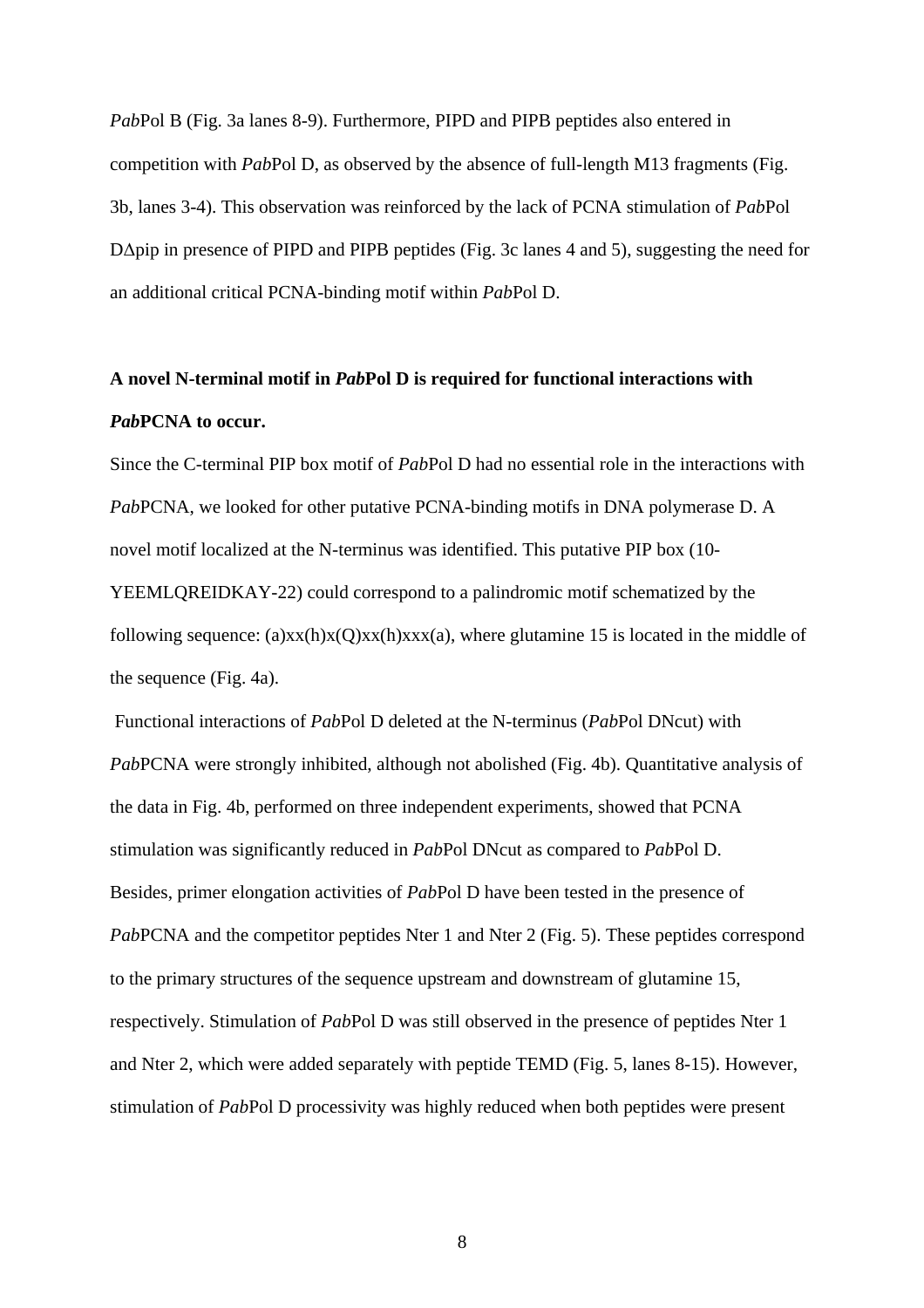*Pab*Pol B (Fig. 3a lanes 8-9). Furthermore, PIPD and PIPB peptides also entered in competition with *Pab*Pol D, as observed by the absence of full-length M13 fragments (Fig. 3b, lanes 3-4). This observation was reinforced by the lack of PCNA stimulation of *Pab*Pol DΔpip in presence of PIPD and PIPB peptides (Fig. 3c lanes 4 and 5), suggesting the need for an additional critical PCNA-binding motif within *Pab*Pol D.

## A novel N-terminal motif in *Pab*Pol D is required for functional interactions with *Pab*PCNA to occur.

Since the C-terminal PIP box motif of *Pab*Pol D had no essential role in the interactions with *Pab*PCNA, we looked for other putative PCNA-binding motifs in DNA polymerase D. A novel motif localized at the N-terminus was identified. This putative PIP box (10-YEEMLQREIDKAY-22) could correspond to a palindromic motif schematized by the following sequence: (a)xx(h)x(Q)xx(h)xxx(a), where glutamine 15 is located in the middle of the sequence (Fig. 4a).

Functional interactions of *Pab*Pol D deleted at the N-terminus (*Pab*Pol DNcut) with *Pab*PCNA were strongly inhibited, although not abolished (Fig. 4b). Quantitative analysis of the data in Fig. 4b, performed on three independent experiments, showed that PCNA stimulation was significantly reduced in *Pab*Pol DNcut as compared to *Pab*Pol D.

Besides, primer elongation activities of *Pab*Pol D have been tested in the presence of *Pab*PCNA and the competitor peptides Nter 1 and Nter 2 (Fig. 5). These peptides correspond to the primary structures of the sequence upstream and downstream of glutamine 15, respectively. Stimulation of *Pab*Pol D was still observed in the presence of peptides Nter 1 and Nter 2, which were added separately with peptide TEMD (Fig. 5, lanes 8-15). However, stimulation of *Pab*Pol D processivity was highly reduced when both peptides were present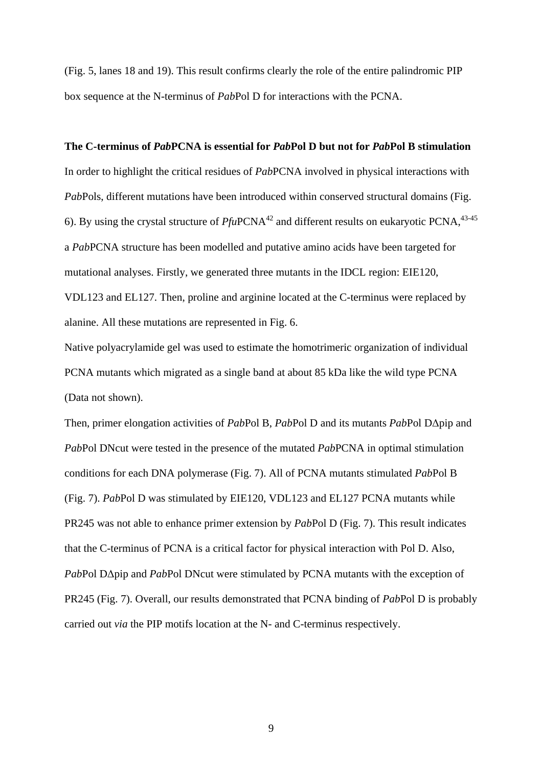(Fig. 5, lanes 18 and 19). This result confirms clearly the role of the entire palindromic PIP box sequence at the N-terminus of *Pab*Pol D for interactions with the PCNA.

**The C-terminus of *Pab*PCNA is essential for *Pab*Pol D but not for *Pab*Pol B stimulation**

In order to highlight the critical residues of *Pab*PCNA involved in physical interactions with *Pab*Pols, different mutations have been introduced within conserved structural domains (Fig. 6). By using the crystal structure of *Pfu*PCNA[42] and different results on eukaryotic PCNA,[43-45] a *Pab*PCNA structure has been modelled and putative amino acids have been targeted for mutational analyses. Firstly, we generated three mutants in the IDCL region: EIE120, VDL123 and EL127. Then, proline and arginine located at the C-terminus were replaced by alanine. All these mutations are represented in Fig. 6.

Native polyacrylamide gel was used to estimate the homotrimeric organization of individual PCNA mutants which migrated as a single band at about 85 kDa like the wild type PCNA (Data not shown).

Then, primer elongation activities of *Pab*Pol B, *Pab*Pol D and its mutants *Pab*Pol DΔpip and *Pab*Pol DNcut were tested in the presence of the mutated *Pab*PCNA in optimal stimulation conditions for each DNA polymerase (Fig. 7). All of PCNA mutants stimulated *Pab*Pol B (Fig. 7). *Pab*Pol D was stimulated by EIE120, VDL123 and EL127 PCNA mutants while PR245 was not able to enhance primer extension by *Pab*Pol D (Fig. 7). This result indicates that the C-terminus of PCNA is a critical factor for physical interaction with Pol D. Also, *Pab*Pol DΔpip and *Pab*Pol DNcut were stimulated by PCNA mutants with the exception of PR245 (Fig. 7). Overall, our results demonstrated that PCNA binding of *Pab*Pol D is probably carried out *via* the PIP motifs location at the N- and C-terminus respectively.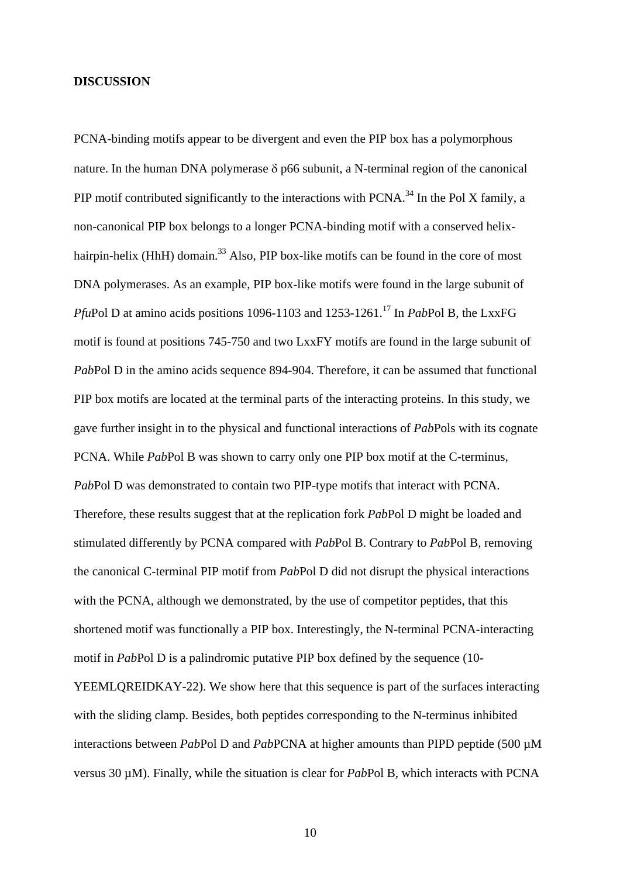**DISCUSSION**

PCNA-binding motifs appear to be divergent and even the PIP box has a polymorphous nature. In the human DNA polymerase δ p66 subunit, a N-terminal region of the canonical PIP motif contributed significantly to the interactions with PCNA.[34] In the Pol X family, a non-canonical PIP box belongs to a longer PCNA-binding motif with a conserved helix-hairpin-helix (HhH) domain.[33] Also, PIP box-like motifs can be found in the core of most DNA polymerases. As an example, PIP box-like motifs were found in the large subunit of *Pfu*Pol D at amino acids positions 1096-1103 and 1253-1261.[17] In *Pab*Pol B, the LxxFG motif is found at positions 745-750 and two LxxFY motifs are found in the large subunit of *Pab*Pol D in the amino acids sequence 894-904. Therefore, it can be assumed that functional PIP box motifs are located at the terminal parts of the interacting proteins. In this study, we gave further insight in to the physical and functional interactions of *Pab*Pols with its cognate PCNA. While *Pab*Pol B was shown to carry only one PIP box motif at the C-terminus, *Pab*Pol D was demonstrated to contain two PIP-type motifs that interact with PCNA. Therefore, these results suggest that at the replication fork *Pab*Pol D might be loaded and stimulated differently by PCNA compared with *Pab*Pol B. Contrary to *Pab*Pol B, removing the canonical C-terminal PIP motif from *Pab*Pol D did not disrupt the physical interactions with the PCNA, although we demonstrated, by the use of competitor peptides, that this shortened motif was functionally a PIP box. Interestingly, the N-terminal PCNA-interacting motif in *Pab*Pol D is a palindromic putative PIP box defined by the sequence (10-YEEMLQREIDKAY-22). We show here that this sequence is part of the surfaces interacting with the sliding clamp. Besides, both peptides corresponding to the N-terminus inhibited interactions between *Pab*Pol D and *Pab*PCNA at higher amounts than PIPD peptide (500 µM versus 30 µM). Finally, while the situation is clear for *Pab*Pol B, which interacts with PCNA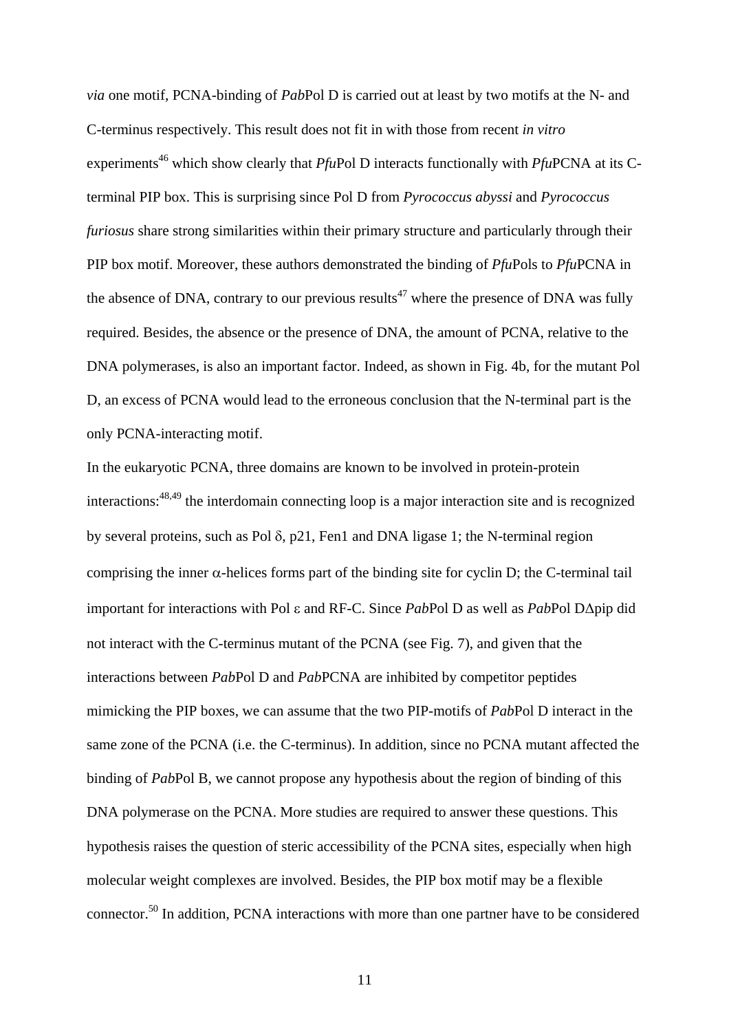*via* one motif, PCNA-binding of *Pab*Pol D is carried out at least by two motifs at the N- and C-terminus respectively. This result does not fit in with those from recent *in vitro* experiments[46] which show clearly that *Pfu*Pol D interacts functionally with *Pfu*PCNA at its C-terminal PIP box. This is surprising since Pol D from *Pyrococcus abyssi* and *Pyrococcus furiosus* share strong similarities within their primary structure and particularly through their PIP box motif. Moreover, these authors demonstrated the binding of *Pfu*Pols to *Pfu*PCNA in the absence of DNA, contrary to our previous results[47] where the presence of DNA was fully required. Besides, the absence or the presence of DNA, the amount of PCNA, relative to the DNA polymerases, is also an important factor. Indeed, as shown in Fig. 4b, for the mutant Pol D, an excess of PCNA would lead to the erroneous conclusion that the N-terminal part is the only PCNA-interacting motif.

In the eukaryotic PCNA, three domains are known to be involved in protein-protein interactions:[48,49] the interdomain connecting loop is a major interaction site and is recognized by several proteins, such as Pol δ, p21, Fen1 and DNA ligase 1; the N-terminal region comprising the inner α-helices forms part of the binding site for cyclin D; the C-terminal tail important for interactions with Pol ε and RF-C. Since *Pab*Pol D as well as *Pab*Pol DΔpip did not interact with the C-terminus mutant of the PCNA (see Fig. 7), and given that the interactions between *Pab*Pol D and *Pab*PCNA are inhibited by competitor peptides mimicking the PIP boxes, we can assume that the two PIP-motifs of *Pab*Pol D interact in the same zone of the PCNA (i.e. the C-terminus). In addition, since no PCNA mutant affected the binding of *Pab*Pol B, we cannot propose any hypothesis about the region of binding of this DNA polymerase on the PCNA. More studies are required to answer these questions. This hypothesis raises the question of steric accessibility of the PCNA sites, especially when high molecular weight complexes are involved. Besides, the PIP box motif may be a flexible connector.[50] In addition, PCNA interactions with more than one partner have to be considered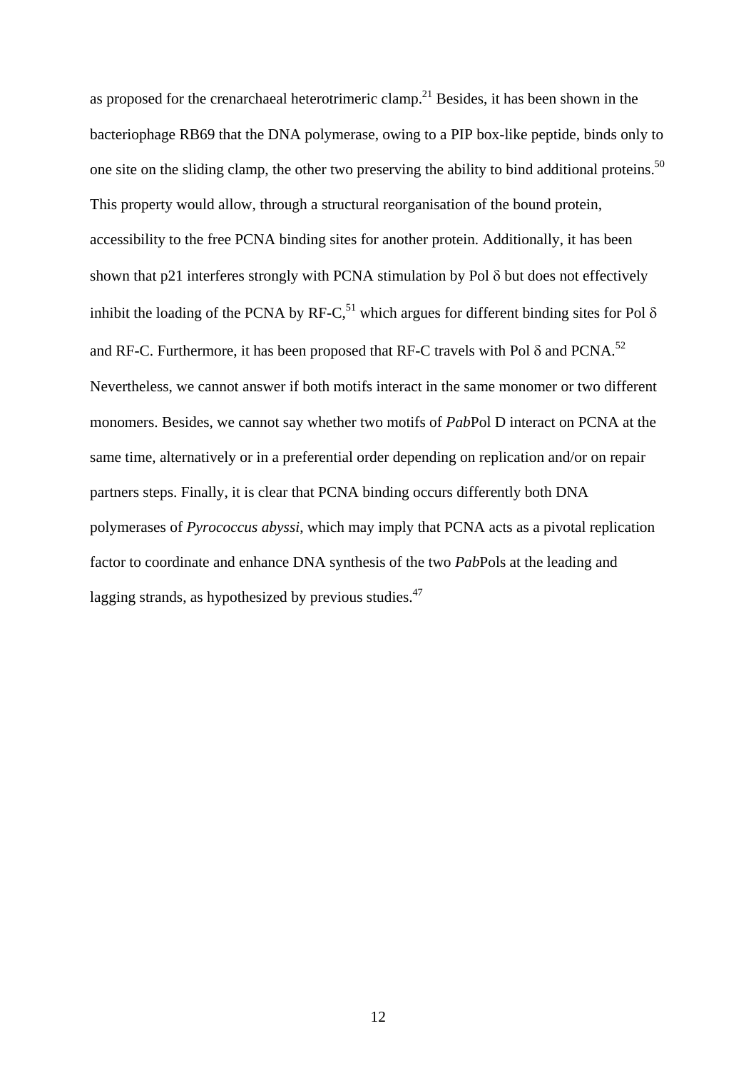as proposed for the crenarchaeal heterotrimeric clamp.[21] Besides, it has been shown in the bacteriophage RB69 that the DNA polymerase, owing to a PIP box-like peptide, binds only to one site on the sliding clamp, the other two preserving the ability to bind additional proteins.[50] This property would allow, through a structural reorganisation of the bound protein, accessibility to the free PCNA binding sites for another protein. Additionally, it has been shown that p21 interferes strongly with PCNA stimulation by Pol δ but does not effectively inhibit the loading of the PCNA by RF-C,[51] which argues for different binding sites for Pol δ and RF-C. Furthermore, it has been proposed that RF-C travels with Pol δ and PCNA.[52] Nevertheless, we cannot answer if both motifs interact in the same monomer or two different monomers. Besides, we cannot say whether two motifs of *Pab*Pol D interact on PCNA at the same time, alternatively or in a preferential order depending on replication and/or on repair partners steps. Finally, it is clear that PCNA binding occurs differently both DNA polymerases of *Pyrococcus abyssi*, which may imply that PCNA acts as a pivotal replication factor to coordinate and enhance DNA synthesis of the two *Pab*Pols at the leading and lagging strands, as hypothesized by previous studies.[47]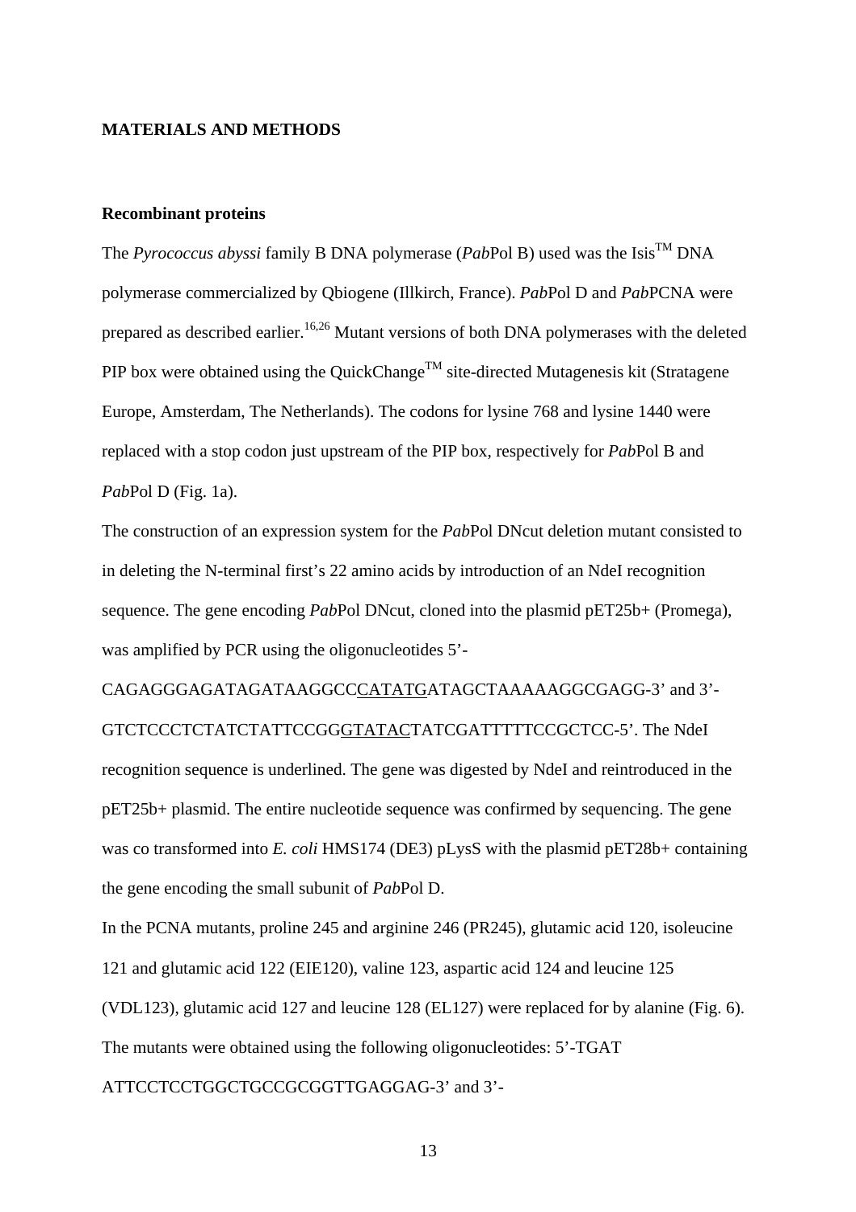## MATERIALS AND METHODS

### Recombinant proteins

The *Pyrococcus abyssi* family B DNA polymerase (*Pab*Pol B) used was the Isis™ DNA polymerase commercialized by Qbiogene (Illkirch, France). *Pab*Pol D and *Pab*PCNA were prepared as described earlier.[16,26] Mutant versions of both DNA polymerases with the deleted PIP box were obtained using the QuickChange™ site-directed Mutagenesis kit (Stratagene Europe, Amsterdam, The Netherlands). The codons for lysine 768 and lysine 1440 were replaced with a stop codon just upstream of the PIP box, respectively for *Pab*Pol B and *Pab*Pol D (Fig. 1a).

The construction of an expression system for the *Pab*Pol DNcut deletion mutant consisted to in deleting the N-terminal first's 22 amino acids by introduction of an NdeI recognition sequence. The gene encoding *Pab*Pol DNcut, cloned into the plasmid pET25b+ (Promega), was amplified by PCR using the oligonucleotides 5'-CAGAGGGAGATAGATAAGGCC<u>CATATG</u>ATAGCTAAAAAGGCGAGG-3' and 3'-GTCTCCCTCTATCTATTCCGG<u>GTATAC</u>TATCGATTTTTCCGCTCC-5'. The NdeI recognition sequence is underlined. The gene was digested by NdeI and reintroduced in the pET25b+ plasmid. The entire nucleotide sequence was confirmed by sequencing. The gene was co transformed into *E. coli* HMS174 (DE3) pLysS with the plasmid pET28b+ containing the gene encoding the small subunit of *Pab*Pol D.

In the PCNA mutants, proline 245 and arginine 246 (PR245), glutamic acid 120, isoleucine 121 and glutamic acid 122 (EIE120), valine 123, aspartic acid 124 and leucine 125 (VDL123), glutamic acid 127 and leucine 128 (EL127) were replaced for by alanine (Fig. 6). The mutants were obtained using the following oligonucleotides: 5'-TGAT ATTCCTCCTGGCTGCCGCGGTTGAGGAG-3' and 3'-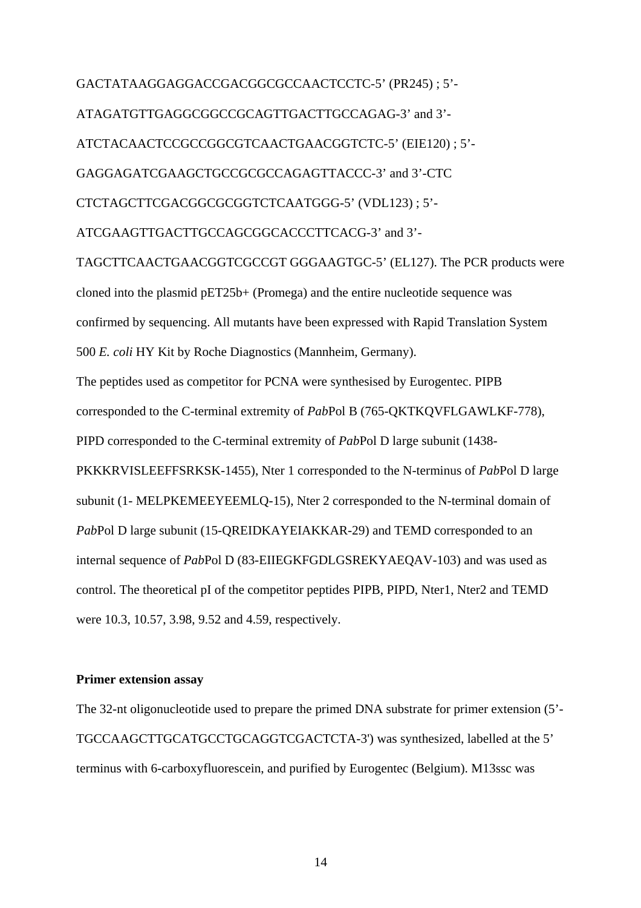GACTATAAGGAGGACCGACGGCGCCAACTCCTC-5’ (PR245) ; 5’-ATAGATGTTGAGGCGGCCGCAGTTGACTTGCCAGAG-3’ and 3’-ATCTACAACTCCGCCGGCGTCAACTGAACGGTCTC-5’ (EIE120) ; 5’-GAGGAGATCGAAGCTGCCGCGCCAGAGTTACCC-3’ and 3’-CTC CTCTAGCTTCGACGGCGCGGTCTCAATGGG-5’ (VDL123) ; 5’-ATCGAAGTTGACTTGCCAGCGGCACCCTTCACG-3’ and 3’-TAGCTTCAACTGAACGGTCGCCGT GGGAAGTGC-5’ (EL127). The PCR products were cloned into the plasmid pET25b+ (Promega) and the entire nucleotide sequence was confirmed by sequencing. All mutants have been expressed with Rapid Translation System 500 *E. coli* HY Kit by Roche Diagnostics (Mannheim, Germany).

The peptides used as competitor for PCNA were synthesised by Eurogentec. PIPB corresponded to the C-terminal extremity of *Pab*Pol B (765-QKTKQVFLGAWLKF-778), PIPD corresponded to the C-terminal extremity of *Pab*Pol D large subunit (1438-PKKKRVISLEEFFSRKSK-1455), Nter 1 corresponded to the N-terminus of *Pab*Pol D large subunit (1- MELPKEMEEYEEMLQ-15), Nter 2 corresponded to the N-terminal domain of *Pab*Pol D large subunit (15-QREIDKAYEIAKKAR-29) and TEMD corresponded to an internal sequence of *Pab*Pol D (83-EIIEGKFGDLGSREKYAEQAV-103) and was used as control. The theoretical pI of the competitor peptides PIPB, PIPD, Nter1, Nter2 and TEMD were 10.3, 10.57, 3.98, 9.52 and 4.59, respectively.

**Primer extension assay**

The 32-nt oligonucleotide used to prepare the primed DNA substrate for primer extension (5’-TGCCAAGCTTGCATGCCTGCAGGTCGACTCTA-3') was synthesized, labelled at the 5’ terminus with 6-carboxyfluorescein, and purified by Eurogentec (Belgium). M13ssc was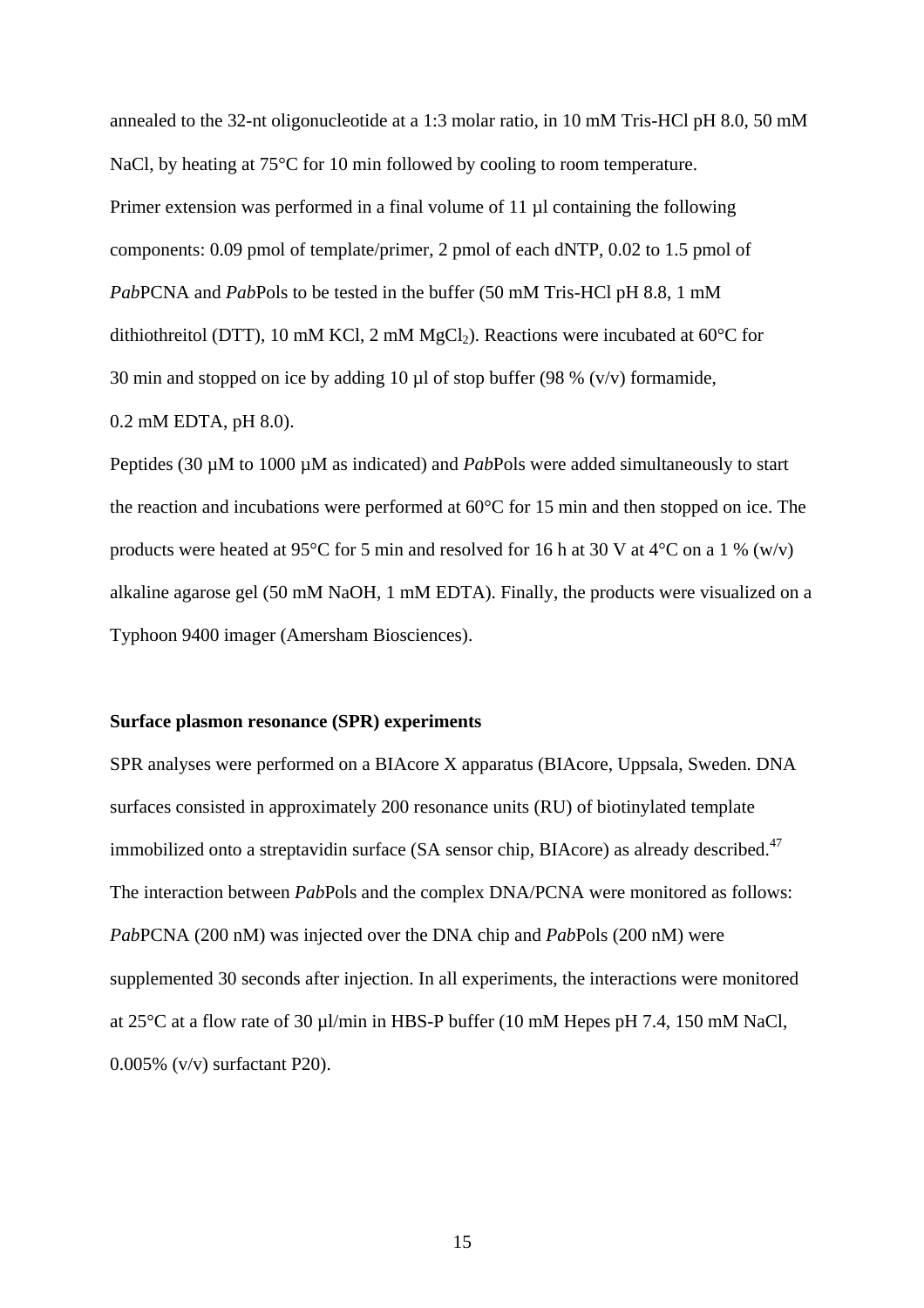annealed to the 32-nt oligonucleotide at a 1:3 molar ratio, in 10 mM Tris-HCl pH 8.0, 50 mM NaCl, by heating at 75°C for 10 min followed by cooling to room temperature.

Primer extension was performed in a final volume of 11 µl containing the following components: 0.09 pmol of template/primer, 2 pmol of each dNTP, 0.02 to 1.5 pmol of *Pab*PCNA and *Pab*Pols to be tested in the buffer (50 mM Tris-HCl pH 8.8, 1 mM dithiothreitol (DTT), 10 mM KCl, 2 mM $MgCl_2$). Reactions were incubated at 60°C for 30 min and stopped on ice by adding 10 µl of stop buffer (98 % (v/v) formamide, 0.2 mM EDTA, pH 8.0).

Peptides (30 µM to 1000 µM as indicated) and *Pab*Pols were added simultaneously to start the reaction and incubations were performed at 60°C for 15 min and then stopped on ice. The products were heated at 95°C for 5 min and resolved for 16 h at 30 V at 4°C on a 1 % (w/v) alkaline agarose gel (50 mM NaOH, 1 mM EDTA). Finally, the products were visualized on a Typhoon 9400 imager (Amersham Biosciences).

**Surface plasmon resonance (SPR) experiments**

SPR analyses were performed on a BIAcore X apparatus (BIAcore, Uppsala, Sweden. DNA surfaces consisted in approximately 200 resonance units (RU) of biotinylated template immobilized onto a streptavidin surface (SA sensor chip, BIAcore) as already described.[47] The interaction between *Pab*Pols and the complex DNA/PCNA were monitored as follows: *Pab*PCNA (200 nM) was injected over the DNA chip and *Pab*Pols (200 nM) were supplemented 30 seconds after injection. In all experiments, the interactions were monitored at 25°C at a flow rate of 30 µl/min in HBS-P buffer (10 mM Hepes pH 7.4, 150 mM NaCl, 0.005% (v/v) surfactant P20).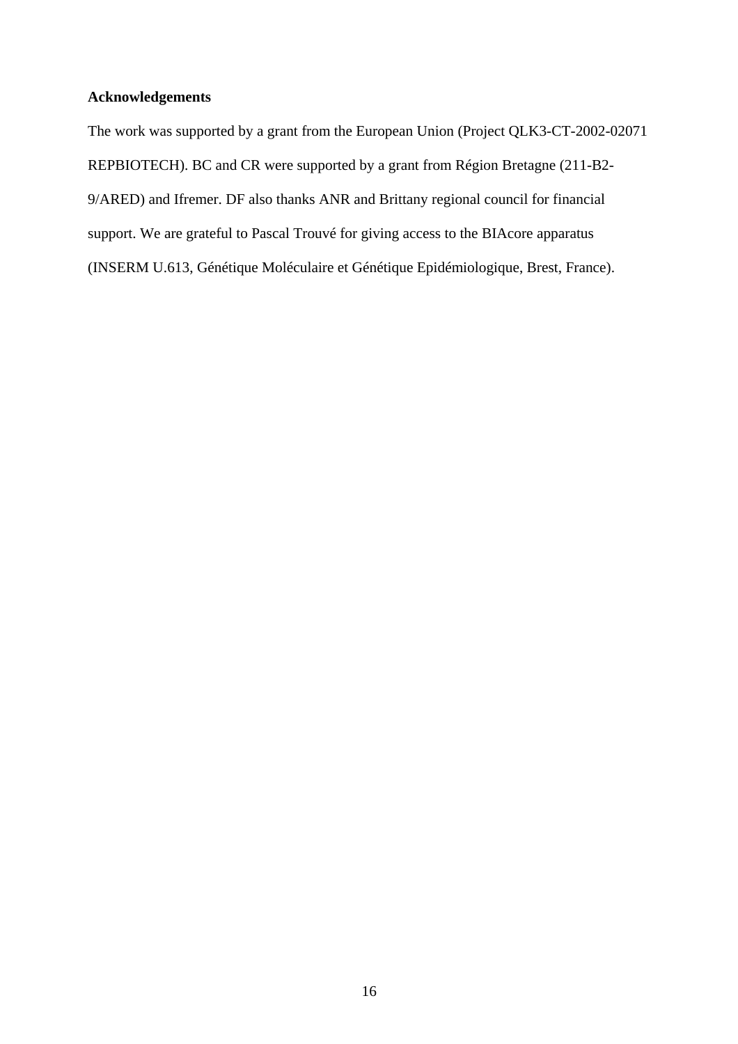**Acknowledgements**

The work was supported by a grant from the European Union (Project QLK3-CT-2002-02071 REPBIOTECH). BC and CR were supported by a grant from Région Bretagne (211-B2-9/ARED) and Ifremer. DF also thanks ANR and Brittany regional council for financial support. We are grateful to Pascal Trouvé for giving access to the BIAcore apparatus (INSERM U.613, Génétique Moléculaire et Génétique Epidémiologique, Brest, France).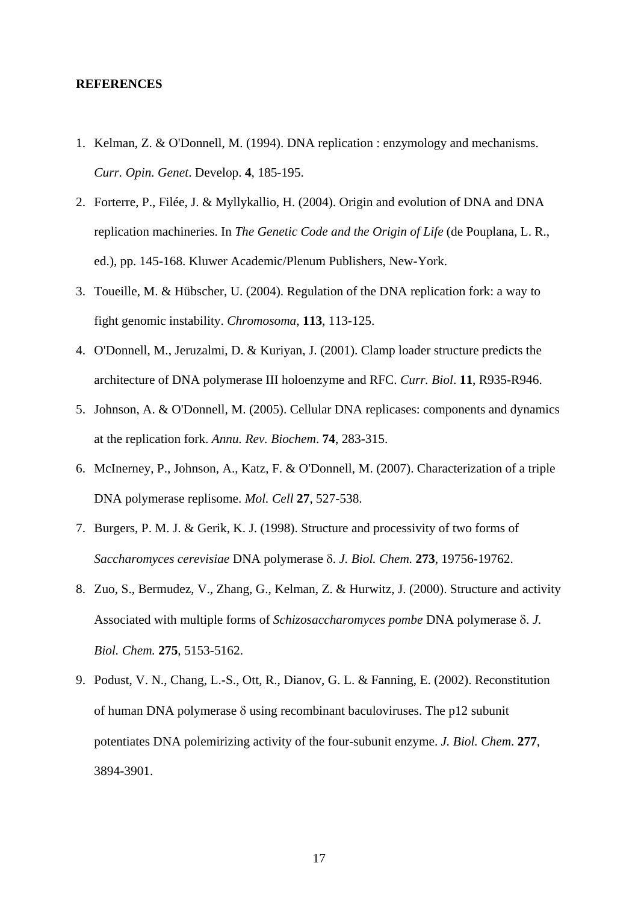**REFERENCES**

1. Kelman, Z. & O'Donnell, M. (1994). DNA replication : enzymology and mechanisms. *Curr. Opin. Genet*. Develop. **4**, 185-195.
2. Forterre, P., Filée, J. & Myllykallio, H. (2004). Origin and evolution of DNA and DNA replication machineries. In *The Genetic Code and the Origin of Life* (de Pouplana, L. R., ed.), pp. 145-168. Kluwer Academic/Plenum Publishers, New-York.
3. Toueille, M. & Hübscher, U. (2004). Regulation of the DNA replication fork: a way to fight genomic instability. *Chromosoma*, **113**, 113-125.
4. O'Donnell, M., Jeruzalmi, D. & Kuriyan, J. (2001). Clamp loader structure predicts the architecture of DNA polymerase III holoenzyme and RFC. *Curr. Biol*. **11**, R935-R946.
5. Johnson, A. & O'Donnell, M. (2005). Cellular DNA replicases: components and dynamics at the replication fork. *Annu. Rev. Biochem*. **74**, 283-315.
6. McInerney, P., Johnson, A., Katz, F. & O'Donnell, M. (2007). Characterization of a triple DNA polymerase replisome. *Mol. Cell* **27**, 527-538.
7. Burgers, P. M. J. & Gerik, K. J. (1998). Structure and processivity of two forms of *Saccharomyces cerevisiae* DNA polymerase δ. *J. Biol. Chem.* **273**, 19756-19762.
8. Zuo, S., Bermudez, V., Zhang, G., Kelman, Z. & Hurwitz, J. (2000). Structure and activity Associated with multiple forms of *Schizosaccharomyces pombe* DNA polymerase δ. *J. Biol. Chem.* **275**, 5153-5162.
9. Podust, V. N., Chang, L.-S., Ott, R., Dianov, G. L. & Fanning, E. (2002). Reconstitution of human DNA polymerase δ using recombinant baculoviruses. The p12 subunit potentiates DNA polemirizing activity of the four-subunit enzyme. *J. Biol. Chem*. **277**, 3894-3901.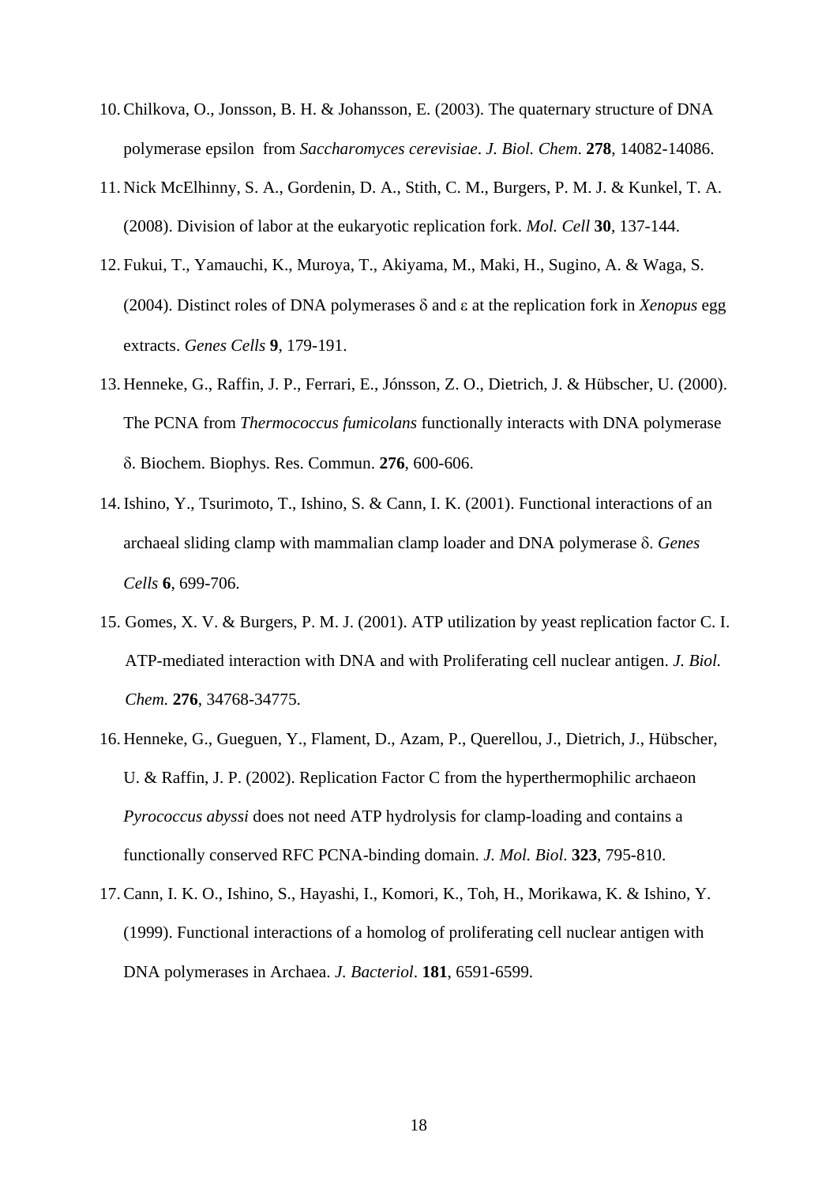10. Chilkova, O., Jonsson, B. H. & Johansson, E. (2003). The quaternary structure of DNA polymerase epsilon from *Saccharomyces cerevisiae*. *J. Biol. Chem.* **278**, 14082-14086.
11. Nick McElhinny, S. A., Gordenin, D. A., Stith, C. M., Burgers, P. M. J. & Kunkel, T. A. (2008). Division of labor at the eukaryotic replication fork. *Mol. Cell* **30**, 137-144.
12. Fukui, T., Yamauchi, K., Muroya, T., Akiyama, M., Maki, H., Sugino, A. & Waga, S. (2004). Distinct roles of DNA polymerases δ and ε at the replication fork in *Xenopus* egg extracts. *Genes Cells* **9**, 179-191.
13. Henneke, G., Raffin, J. P., Ferrari, E., Jónsson, Z. O., Dietrich, J. & Hübscher, U. (2000). The PCNA from *Thermococcus fumicolans* functionally interacts with DNA polymerase δ. Biochem. Biophys. Res. Commun. **276**, 600-606.
14. Ishino, Y., Tsurimoto, T., Ishino, S. & Cann, I. K. (2001). Functional interactions of an archaeal sliding clamp with mammalian clamp loader and DNA polymerase δ. *Genes Cells* **6**, 699-706.
15. Gomes, X. V. & Burgers, P. M. J. (2001). ATP utilization by yeast replication factor C. I. ATP-mediated interaction with DNA and with Proliferating cell nuclear antigen. *J. Biol. Chem.* **276**, 34768-34775.
16. Henneke, G., Gueguen, Y., Flament, D., Azam, P., Querellou, J., Dietrich, J., Hübscher, U. & Raffin, J. P. (2002). Replication Factor C from the hyperthermophilic archaeon *Pyrococcus abyssi* does not need ATP hydrolysis for clamp-loading and contains a functionally conserved RFC PCNA-binding domain. *J. Mol. Biol*. **323**, 795-810.
17. Cann, I. K. O., Ishino, S., Hayashi, I., Komori, K., Toh, H., Morikawa, K. & Ishino, Y. (1999). Functional interactions of a homolog of proliferating cell nuclear antigen with DNA polymerases in Archaea. *J. Bacteriol*. **181**, 6591-6599.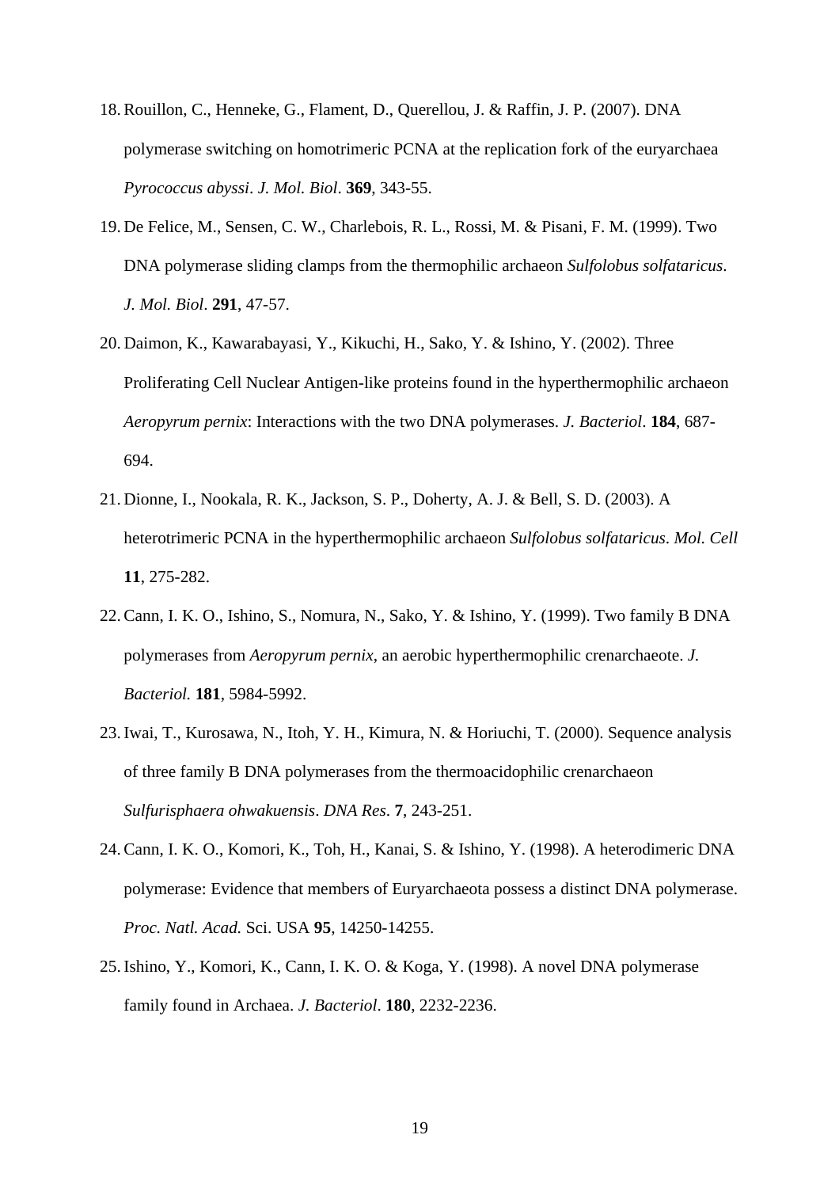18. Rouillon, C., Henneke, G., Flament, D., Querellou, J. & Raffin, J. P. (2007). DNA polymerase switching on homotrimeric PCNA at the replication fork of the euryarchaea *Pyrococcus abyssi*. *J. Mol. Biol*. **369**, 343-55.
19. De Felice, M., Sensen, C. W., Charlebois, R. L., Rossi, M. & Pisani, F. M. (1999). Two DNA polymerase sliding clamps from the thermophilic archaeon *Sulfolobus solfataricus*. *J. Mol. Biol*. **291**, 47-57.
20. Daimon, K., Kawarabayasi, Y., Kikuchi, H., Sako, Y. & Ishino, Y. (2002). Three Proliferating Cell Nuclear Antigen-like proteins found in the hyperthermophilic archaeon *Aeropyrum pernix*: Interactions with the two DNA polymerases. *J. Bacteriol*. **184**, 687-694.
21. Dionne, I., Nookala, R. K., Jackson, S. P., Doherty, A. J. & Bell, S. D. (2003). A heterotrimeric PCNA in the hyperthermophilic archaeon *Sulfolobus solfataricus*. *Mol. Cell* **11**, 275-282.
22. Cann, I. K. O., Ishino, S., Nomura, N., Sako, Y. & Ishino, Y. (1999). Two family B DNA polymerases from *Aeropyrum pernix*, an aerobic hyperthermophilic crenarchaeote. *J. Bacteriol.* **181**, 5984-5992.
23. Iwai, T., Kurosawa, N., Itoh, Y. H., Kimura, N. & Horiuchi, T. (2000). Sequence analysis of three family B DNA polymerases from the thermoacidophilic crenarchaeon *Sulfurisphaera ohwakuensis*. *DNA Res*. **7**, 243-251.
24. Cann, I. K. O., Komori, K., Toh, H., Kanai, S. & Ishino, Y. (1998). A heterodimeric DNA polymerase: Evidence that members of Euryarchaeota possess a distinct DNA polymerase. *Proc. Natl. Acad.* Sci. USA **95**, 14250-14255.
25. Ishino, Y., Komori, K., Cann, I. K. O. & Koga, Y. (1998). A novel DNA polymerase family found in Archaea. *J. Bacteriol*. **180**, 2232-2236.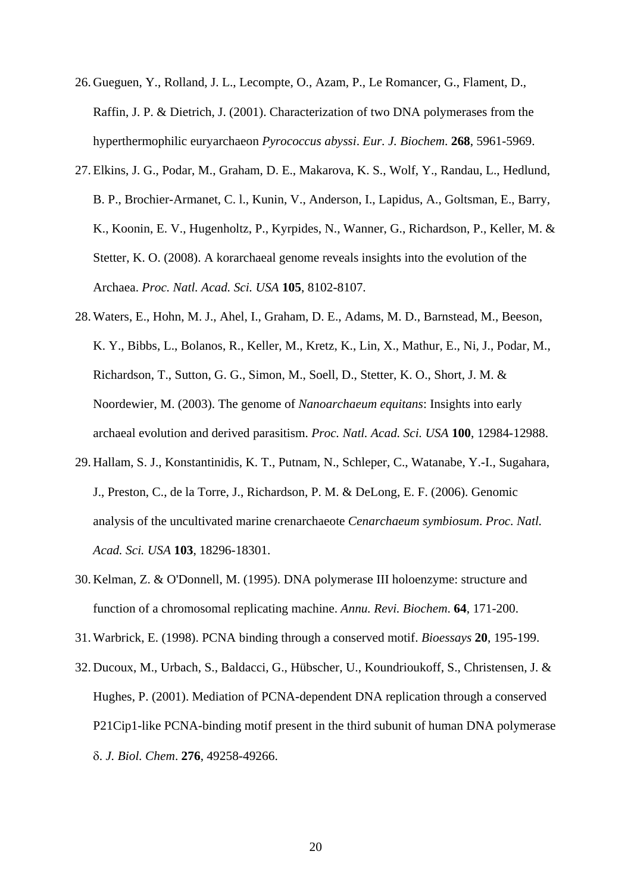26. Gueguen, Y., Rolland, J. L., Lecompte, O., Azam, P., Le Romancer, G., Flament, D., Raffin, J. P. & Dietrich, J. (2001). Characterization of two DNA polymerases from the hyperthermophilic euryarchaeon *Pyrococcus abyssi*. *Eur. J. Biochem*. **268**, 5961-5969.
27. Elkins, J. G., Podar, M., Graham, D. E., Makarova, K. S., Wolf, Y., Randau, L., Hedlund, B. P., Brochier-Armanet, C. l., Kunin, V., Anderson, I., Lapidus, A., Goltsman, E., Barry, K., Koonin, E. V., Hugenholtz, P., Kyrpides, N., Wanner, G., Richardson, P., Keller, M. & Stetter, K. O. (2008). A korarchaeal genome reveals insights into the evolution of the Archaea. *Proc. Natl. Acad. Sci. USA* **105**, 8102-8107.
28. Waters, E., Hohn, M. J., Ahel, I., Graham, D. E., Adams, M. D., Barnstead, M., Beeson, K. Y., Bibbs, L., Bolanos, R., Keller, M., Kretz, K., Lin, X., Mathur, E., Ni, J., Podar, M., Richardson, T., Sutton, G. G., Simon, M., Soell, D., Stetter, K. O., Short, J. M. & Noordewier, M. (2003). The genome of *Nanoarchaeum equitans*: Insights into early archaeal evolution and derived parasitism. *Proc. Natl. Acad. Sci. USA* **100**, 12984-12988.
29. Hallam, S. J., Konstantinidis, K. T., Putnam, N., Schleper, C., Watanabe, Y.-I., Sugahara, J., Preston, C., de la Torre, J., Richardson, P. M. & DeLong, E. F. (2006). Genomic analysis of the uncultivated marine crenarchaeote *Cenarchaeum symbiosum*. *Proc. Natl. Acad. Sci. USA* **103**, 18296-18301.
30. Kelman, Z. & O'Donnell, M. (1995). DNA polymerase III holoenzyme: structure and function of a chromosomal replicating machine. *Annu. Revi. Biochem*. **64**, 171-200.
31. Warbrick, E. (1998). PCNA binding through a conserved motif. *Bioessays* **20**, 195-199.
32. Ducoux, M., Urbach, S., Baldacci, G., Hübscher, U., Koundrioukoff, S., Christensen, J. & Hughes, P. (2001). Mediation of PCNA-dependent DNA replication through a conserved P21Cip1-like PCNA-binding motif present in the third subunit of human DNA polymerase δ. *J. Biol. Chem*. **276**, 49258-49266.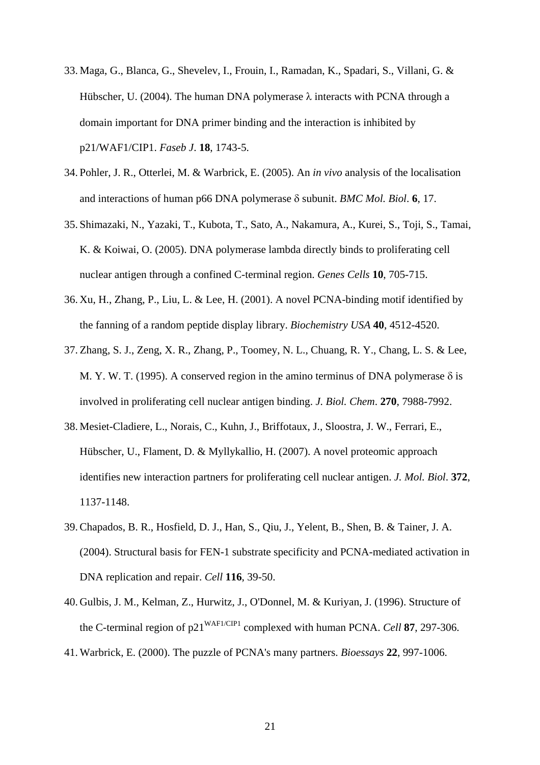33. Maga, G., Blanca, G., Shevelev, I., Frouin, I., Ramadan, K., Spadari, S., Villani, G. & Hübscher, U. (2004). The human DNA polymerase λ interacts with PCNA through a domain important for DNA primer binding and the interaction is inhibited by p21/WAF1/CIP1. *Faseb J*. **18**, 1743-5.
34. Pohler, J. R., Otterlei, M. & Warbrick, E. (2005). An *in vivo* analysis of the localisation and interactions of human p66 DNA polymerase δ subunit. *BMC Mol. Biol*. **6**, 17.
35. Shimazaki, N., Yazaki, T., Kubota, T., Sato, A., Nakamura, A., Kurei, S., Toji, S., Tamai, K. & Koiwai, O. (2005). DNA polymerase lambda directly binds to proliferating cell nuclear antigen through a confined C-terminal region. *Genes Cells* **10**, 705-715.
36. Xu, H., Zhang, P., Liu, L. & Lee, H. (2001). A novel PCNA-binding motif identified by the fanning of a random peptide display library. *Biochemistry USA* **40**, 4512-4520.
37. Zhang, S. J., Zeng, X. R., Zhang, P., Toomey, N. L., Chuang, R. Y., Chang, L. S. & Lee, M. Y. W. T. (1995). A conserved region in the amino terminus of DNA polymerase δ is involved in proliferating cell nuclear antigen binding. *J. Biol. Chem*. **270**, 7988-7992.
38. Mesiet-Cladiere, L., Norais, C., Kuhn, J., Briffotaux, J., Sloostra, J. W., Ferrari, E., Hübscher, U., Flament, D. & Myllykallio, H. (2007). A novel proteomic approach identifies new interaction partners for proliferating cell nuclear antigen. *J. Mol. Biol*. **372**, 1137-1148.
39. Chapados, B. R., Hosfield, D. J., Han, S., Qiu, J., Yelent, B., Shen, B. & Tainer, J. A. (2004). Structural basis for FEN-1 substrate specificity and PCNA-mediated activation in DNA replication and repair. *Cell* **116**, 39-50.
40. Gulbis, J. M., Kelman, Z., Hurwitz, J., O'Donnel, M. & Kuriyan, J. (1996). Structure of the C-terminal region of $p21^{WAF1/CIP1}$ complexed with human PCNA. *Cell* **87**, 297-306.
41. Warbrick, E. (2000). The puzzle of PCNA's many partners. *Bioessays* **22**, 997-1006.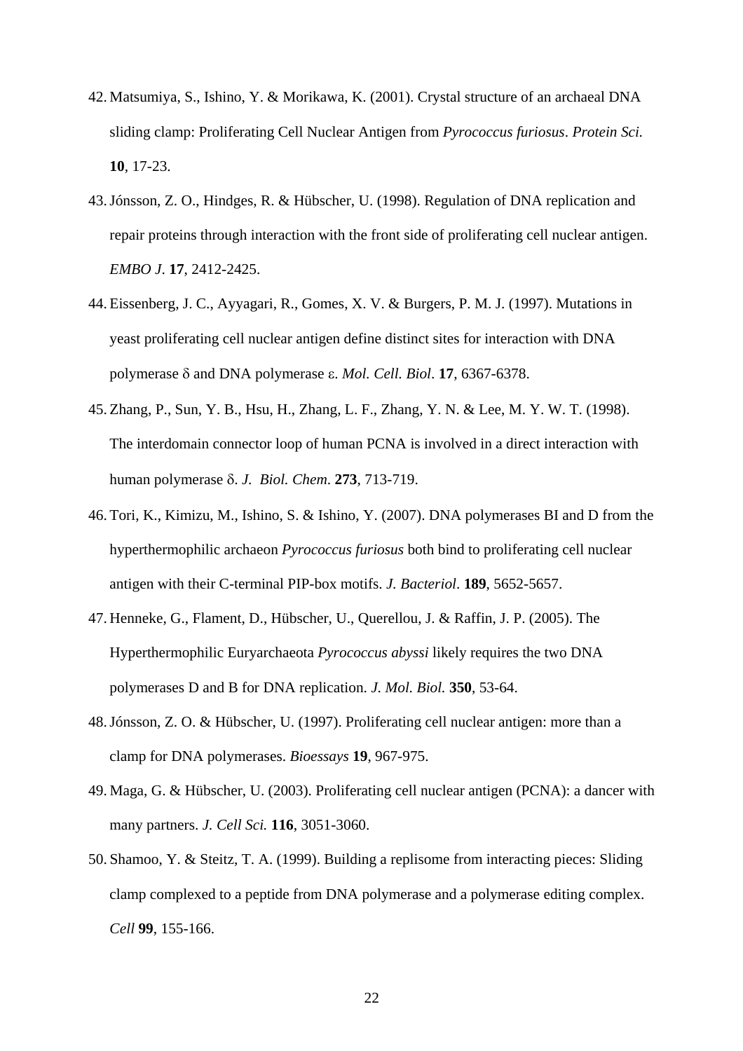42. Matsumiya, S., Ishino, Y. & Morikawa, K. (2001). Crystal structure of an archaeal DNA sliding clamp: Proliferating Cell Nuclear Antigen from *Pyrococcus furiosus*. *Protein Sci.* **10**, 17-23.
43. Jónsson, Z. O., Hindges, R. & Hübscher, U. (1998). Regulation of DNA replication and repair proteins through interaction with the front side of proliferating cell nuclear antigen. *EMBO J*. **17**, 2412-2425.
44. Eissenberg, J. C., Ayyagari, R., Gomes, X. V. & Burgers, P. M. J. (1997). Mutations in yeast proliferating cell nuclear antigen define distinct sites for interaction with DNA polymerase δ and DNA polymerase ε. *Mol. Cell. Biol*. **17**, 6367-6378.
45. Zhang, P., Sun, Y. B., Hsu, H., Zhang, L. F., Zhang, Y. N. & Lee, M. Y. W. T. (1998). The interdomain connector loop of human PCNA is involved in a direct interaction with human polymerase δ. *J. Biol. Chem*. **273**, 713-719.
46. Tori, K., Kimizu, M., Ishino, S. & Ishino, Y. (2007). DNA polymerases BI and D from the hyperthermophilic archaeon *Pyrococcus furiosus* both bind to proliferating cell nuclear antigen with their C-terminal PIP-box motifs. *J. Bacteriol*. **189**, 5652-5657.
47. Henneke, G., Flament, D., Hübscher, U., Querellou, J. & Raffin, J. P. (2005). The Hyperthermophilic Euryarchaeota *Pyrococcus abyssi* likely requires the two DNA polymerases D and B for DNA replication. *J. Mol. Biol.* **350**, 53-64.
48. Jónsson, Z. O. & Hübscher, U. (1997). Proliferating cell nuclear antigen: more than a clamp for DNA polymerases. *Bioessays* **19**, 967-975.
49. Maga, G. & Hübscher, U. (2003). Proliferating cell nuclear antigen (PCNA): a dancer with many partners. *J. Cell Sci.* **116**, 3051-3060.
50. Shamoo, Y. & Steitz, T. A. (1999). Building a replisome from interacting pieces: Sliding clamp complexed to a peptide from DNA polymerase and a polymerase editing complex. *Cell* **99**, 155-166.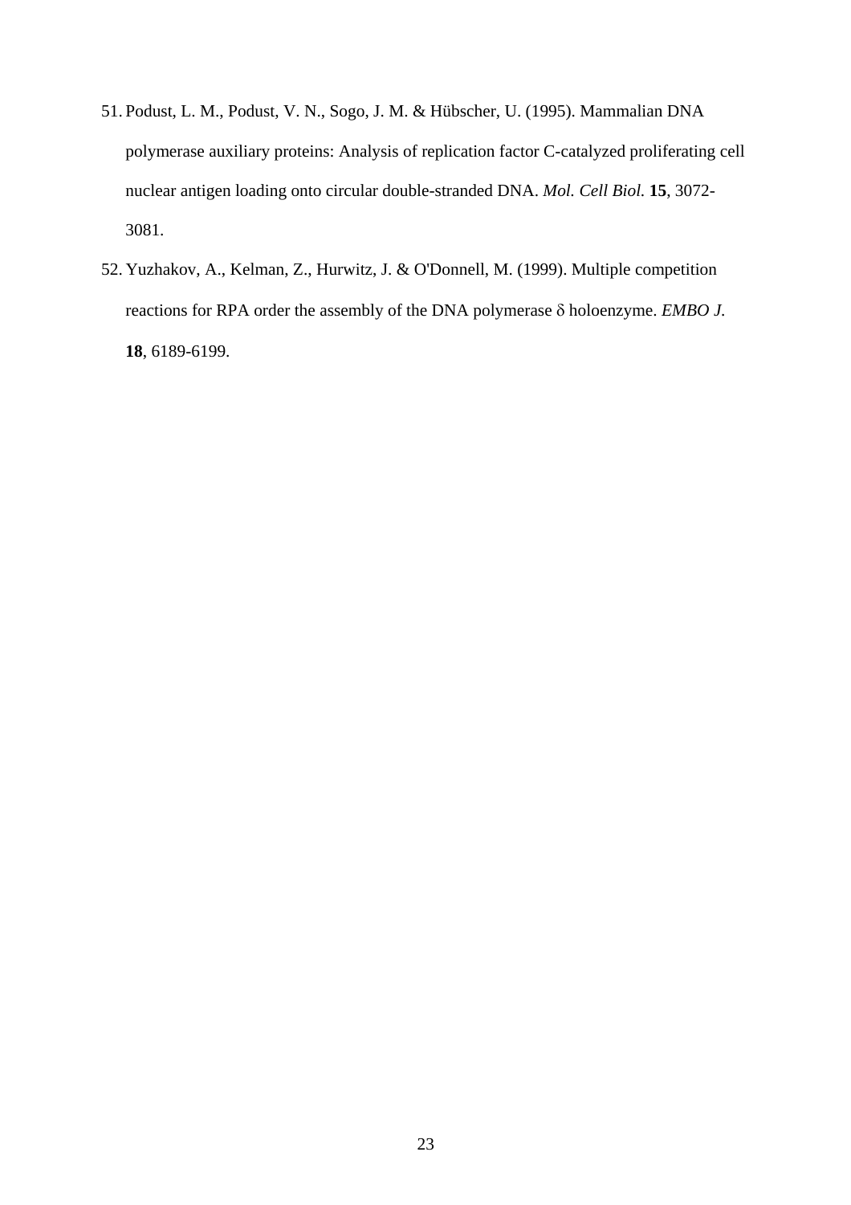51. Podust, L. M., Podust, V. N., Sogo, J. M. & Hübscher, U. (1995). Mammalian DNA polymerase auxiliary proteins: Analysis of replication factor C-catalyzed proliferating cell nuclear antigen loading onto circular double-stranded DNA. *Mol. Cell Biol.* **15**, 3072-3081.

52. Yuzhakov, A., Kelman, Z., Hurwitz, J. & O'Donnell, M. (1999). Multiple competition reactions for RPA order the assembly of the DNA polymerase δ holoenzyme. *EMBO J.* **18**, 6189-6199.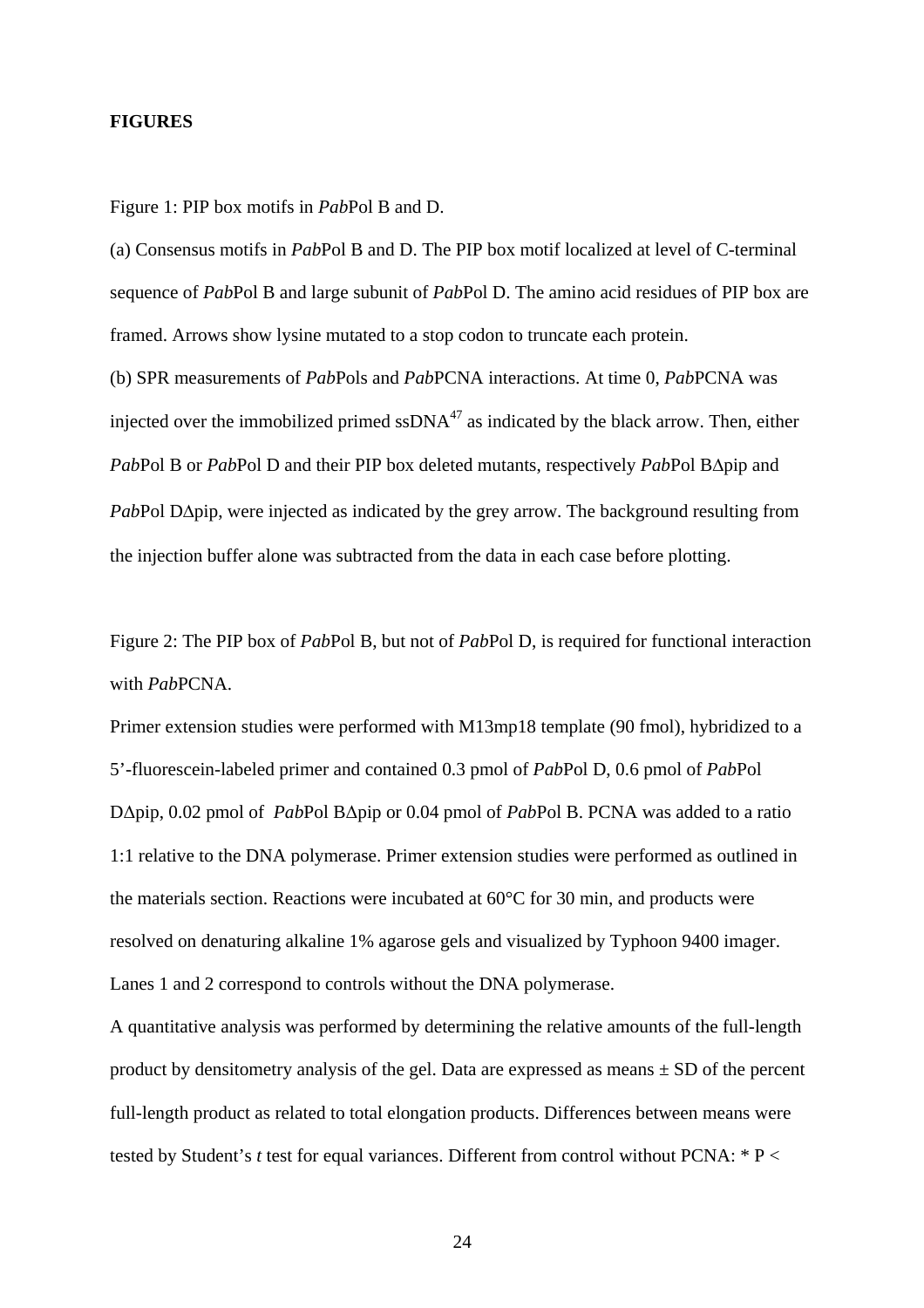**FIGURES**

Figure 1: PIP box motifs in *Pab*Pol B and D.

(a) Consensus motifs in *Pab*Pol B and D. The PIP box motif localized at level of C-terminal sequence of *Pab*Pol B and large subunit of *Pab*Pol D. The amino acid residues of PIP box are framed. Arrows show lysine mutated to a stop codon to truncate each protein.

(b) SPR measurements of *Pab*Pols and *Pab*PCNA interactions. At time 0, *Pab*PCNA was injected over the immobilized primed ssDNA[47] as indicated by the black arrow. Then, either *Pab*Pol B or *Pab*Pol D and their PIP box deleted mutants, respectively *Pab*Pol BΔpip and *Pab*Pol DΔpip, were injected as indicated by the grey arrow. The background resulting from the injection buffer alone was subtracted from the data in each case before plotting.

Figure 2: The PIP box of *Pab*Pol B, but not of *Pab*Pol D, is required for functional interaction with *Pab*PCNA.

Primer extension studies were performed with M13mp18 template (90 fmol), hybridized to a 5'-fluorescein-labeled primer and contained 0.3 pmol of *Pab*Pol D, 0.6 pmol of *Pab*Pol DΔpip, 0.02 pmol of *Pab*Pol BΔpip or 0.04 pmol of *Pab*Pol B. PCNA was added to a ratio 1:1 relative to the DNA polymerase. Primer extension studies were performed as outlined in the materials section. Reactions were incubated at 60°C for 30 min, and products were resolved on denaturing alkaline 1% agarose gels and visualized by Typhoon 9400 imager. Lanes 1 and 2 correspond to controls without the DNA polymerase.

A quantitative analysis was performed by determining the relative amounts of the full-length product by densitometry analysis of the gel. Data are expressed as means ± SD of the percent full-length product as related to total elongation products. Differences between means were tested by Student's *t* test for equal variances. Different from control without PCNA: * P <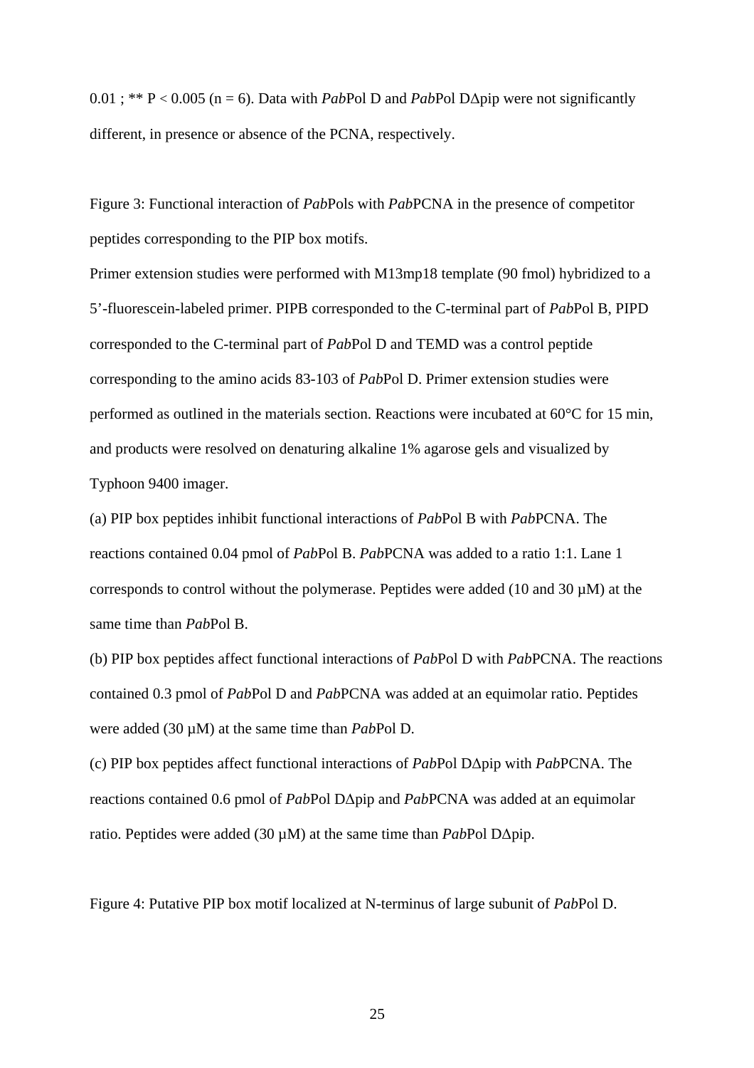0.01 ; ** $P < 0.005$ ($n = 6$). Data with *Pab*Pol D and *Pab*Pol DΔpip were not significantly different, in presence or absence of the PCNA, respectively.

Figure 3: Functional interaction of *Pab*Pols with *Pab*PCNA in the presence of competitor peptides corresponding to the PIP box motifs.

Primer extension studies were performed with M13mp18 template (90 fmol) hybridized to a 5'-fluorescein-labeled primer. PIPB corresponded to the C-terminal part of *Pab*Pol B, PIPD corresponded to the C-terminal part of *Pab*Pol D and TEMD was a control peptide corresponding to the amino acids 83-103 of *Pab*Pol D. Primer extension studies were performed as outlined in the materials section. Reactions were incubated at 60°C for 15 min, and products were resolved on denaturing alkaline 1% agarose gels and visualized by Typhoon 9400 imager.

(a) PIP box peptides inhibit functional interactions of *Pab*Pol B with *Pab*PCNA. The reactions contained 0.04 pmol of *Pab*Pol B. *Pab*PCNA was added to a ratio 1:1. Lane 1 corresponds to control without the polymerase. Peptides were added (10 and 30 µM) at the same time than *Pab*Pol B.

(b) PIP box peptides affect functional interactions of *Pab*Pol D with *Pab*PCNA. The reactions contained 0.3 pmol of *Pab*Pol D and *Pab*PCNA was added at an equimolar ratio. Peptides were added (30 µM) at the same time than *Pab*Pol D.

(c) PIP box peptides affect functional interactions of *Pab*Pol DΔpip with *Pab*PCNA. The reactions contained 0.6 pmol of *Pab*Pol DΔpip and *Pab*PCNA was added at an equimolar ratio. Peptides were added (30 µM) at the same time than *Pab*Pol DΔpip.

Figure 4: Putative PIP box motif localized at N-terminus of large subunit of *Pab*Pol D.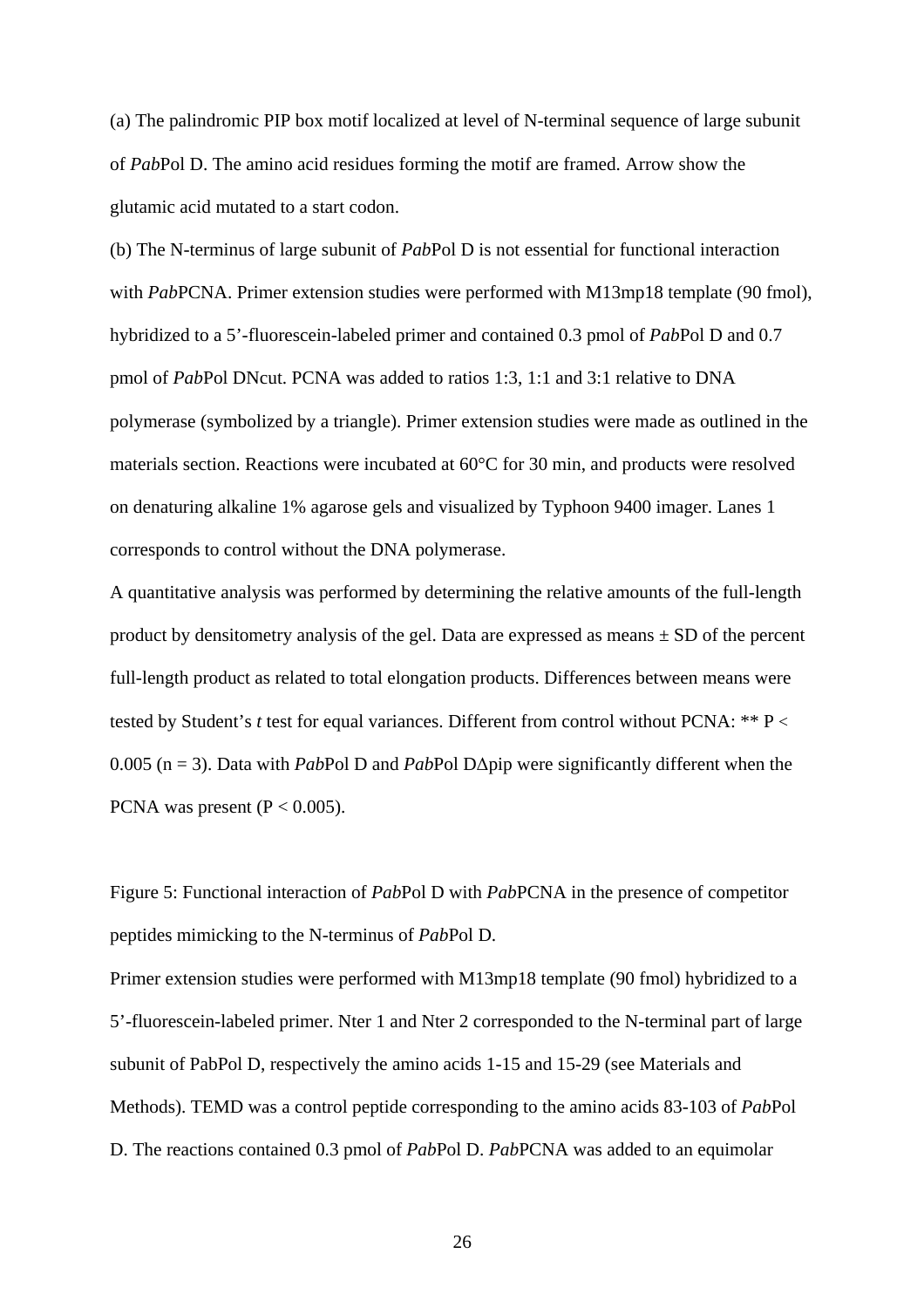(a) The palindromic PIP box motif localized at level of N-terminal sequence of large subunit of *Pab*Pol D. The amino acid residues forming the motif are framed. Arrow show the glutamic acid mutated to a start codon.

(b) The N-terminus of large subunit of *Pab*Pol D is not essential for functional interaction with *Pab*PCNA. Primer extension studies were performed with M13mp18 template (90 fmol), hybridized to a 5'-fluorescein-labeled primer and contained 0.3 pmol of *Pab*Pol D and 0.7 pmol of *Pab*Pol DNcut. PCNA was added to ratios 1:3, 1:1 and 3:1 relative to DNA polymerase (symbolized by a triangle). Primer extension studies were made as outlined in the materials section. Reactions were incubated at 60°C for 30 min, and products were resolved on denaturing alkaline 1% agarose gels and visualized by Typhoon 9400 imager. Lanes 1 corresponds to control without the DNA polymerase.

A quantitative analysis was performed by determining the relative amounts of the full-length product by densitometry analysis of the gel. Data are expressed as means ± SD of the percent full-length product as related to total elongation products. Differences between means were tested by Student's *t* test for equal variances. Different from control without PCNA: ** $P < 0.005$ ($n = 3$). Data with *Pab*Pol D and *Pab*Pol DΔpip were significantly different when the PCNA was present ($P < 0.005$).

Figure 5: Functional interaction of *Pab*Pol D with *Pab*PCNA in the presence of competitor peptides mimicking to the N-terminus of *Pab*Pol D.

Primer extension studies were performed with M13mp18 template (90 fmol) hybridized to a 5'-fluorescein-labeled primer. Nter 1 and Nter 2 corresponded to the N-terminal part of large subunit of PabPol D, respectively the amino acids 1-15 and 15-29 (see Materials and Methods). TEMD was a control peptide corresponding to the amino acids 83-103 of *Pab*Pol D. The reactions contained 0.3 pmol of *Pab*Pol D. *Pab*PCNA was added to an equimolar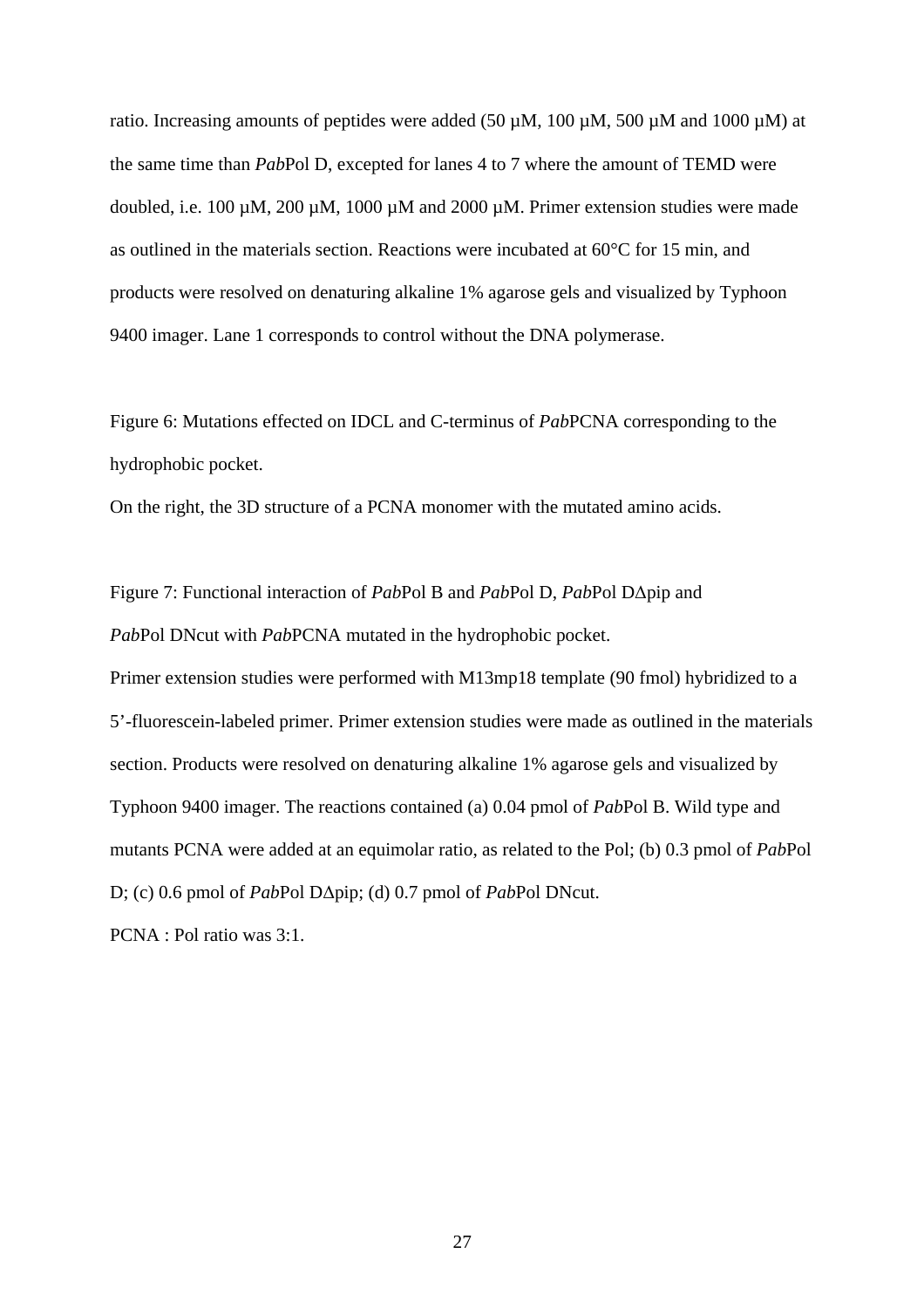ratio. Increasing amounts of peptides were added (50 µM, 100 µM, 500 µM and 1000 µM) at the same time than *Pab*Pol D, excepted for lanes 4 to 7 where the amount of TEMD were doubled, i.e. 100 µM, 200 µM, 1000 µM and 2000 µM. Primer extension studies were made as outlined in the materials section. Reactions were incubated at 60°C for 15 min, and products were resolved on denaturing alkaline 1% agarose gels and visualized by Typhoon 9400 imager. Lane 1 corresponds to control without the DNA polymerase.

Figure 6: Mutations effected on IDCL and C-terminus of *Pab*PCNA corresponding to the hydrophobic pocket.

On the right, the 3D structure of a PCNA monomer with the mutated amino acids.

Figure 7: Functional interaction of *Pab*Pol B and *Pab*Pol D, *Pab*Pol DΔpip and *Pab*Pol DNcut with *Pab*PCNA mutated in the hydrophobic pocket.

Primer extension studies were performed with M13mp18 template (90 fmol) hybridized to a 5'-fluorescein-labeled primer. Primer extension studies were made as outlined in the materials section. Products were resolved on denaturing alkaline 1% agarose gels and visualized by Typhoon 9400 imager. The reactions contained (a) 0.04 pmol of *Pab*Pol B. Wild type and mutants PCNA were added at an equimolar ratio, as related to the Pol; (b) 0.3 pmol of *Pab*Pol D; (c) 0.6 pmol of *Pab*Pol DΔpip; (d) 0.7 pmol of *Pab*Pol DNcut.

PCNA : Pol ratio was 3:1.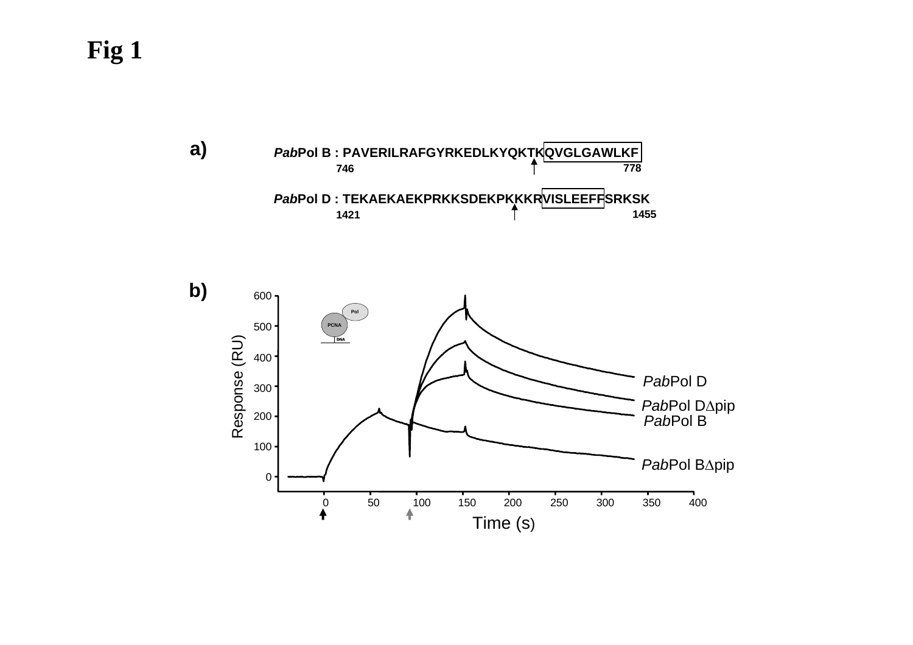# Fig 1

a)

*Pab*Pol B : PAVERILRAFGYRKEDLKYQKTKQVGLGAWLKF
746 778

*Pab*Pol D : TEKAEKAEKPRKKSDEKPKKKRVISLEEFFSRKSK
1421 1455

b)

Response (RU)

Time (s)

*Pab*Pol D

*Pab*Pol DΔpip

*Pab*Pol B

*Pab*Pol BΔpip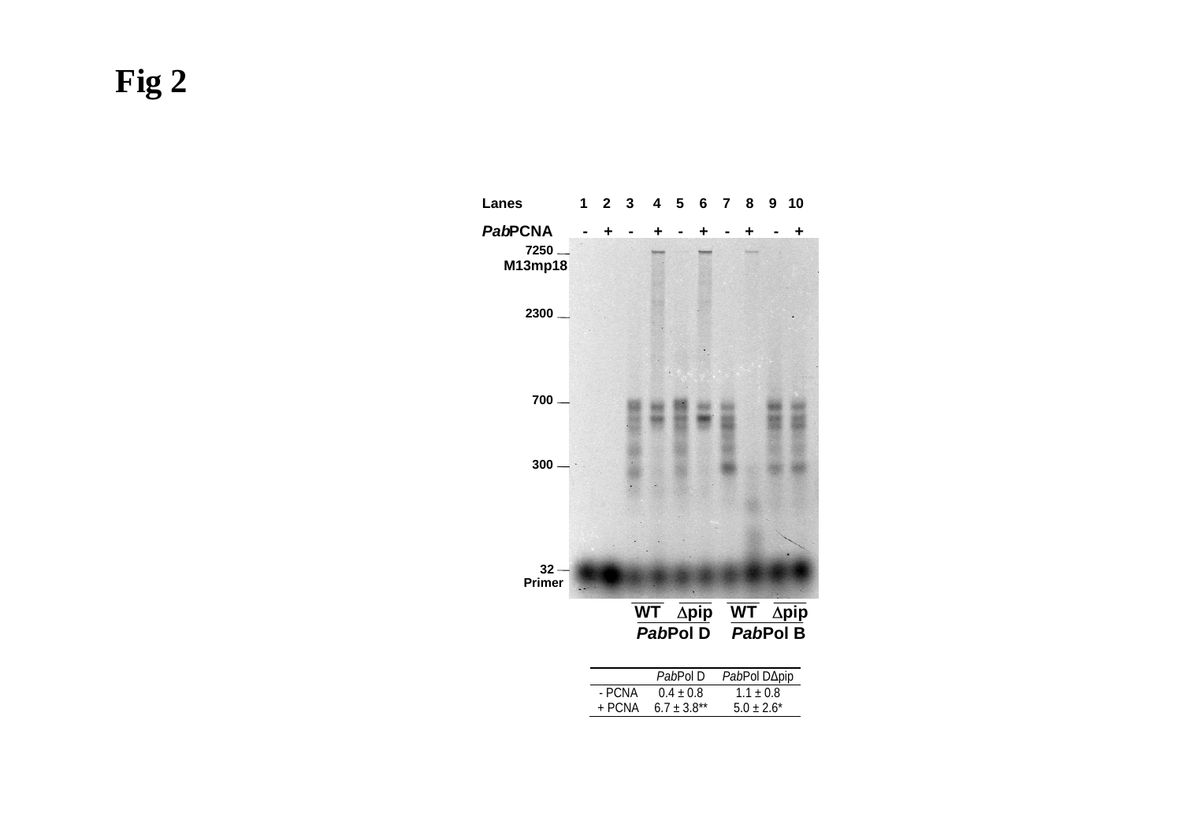# Fig 2

| | *Pab*Pol D | *Pab*Pol DΔpip |
|---|---|---|
| - PCNA | 0.4 ± 0.8 | 1.1 ± 0.8 |
| + PCNA | 6.7 ± 3.8** | 5.0 ± 2.6* |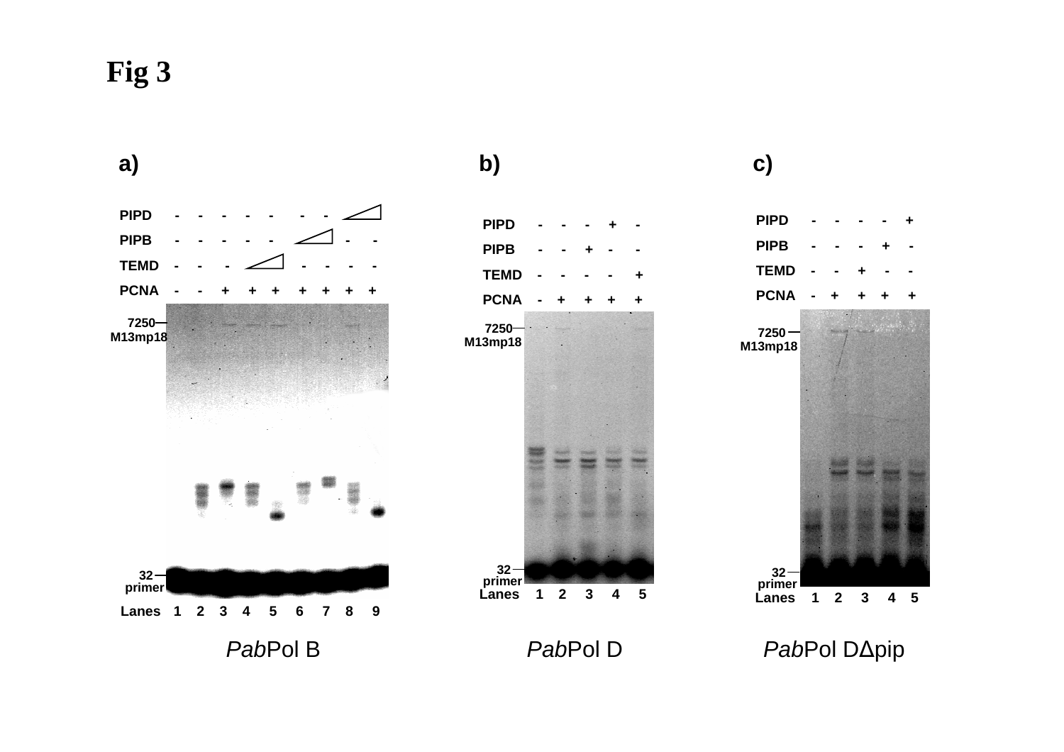# Fig 3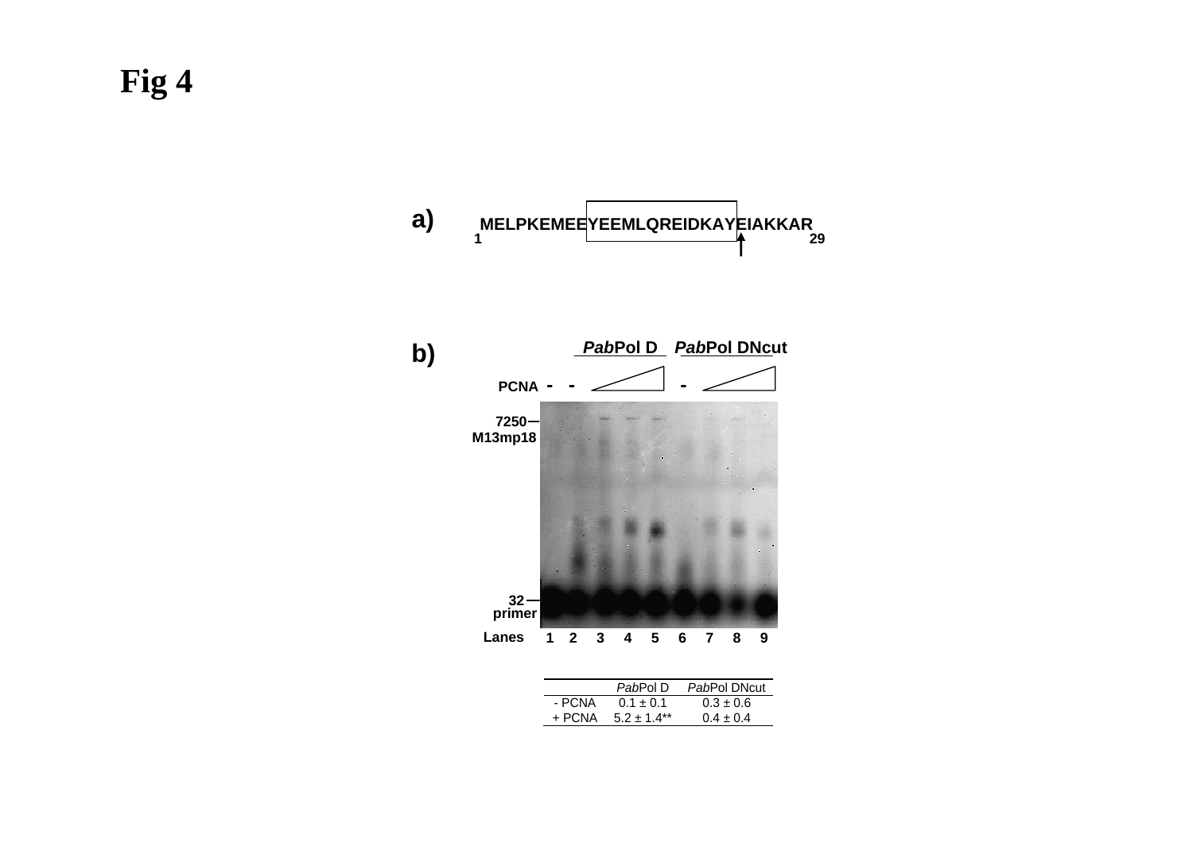# Fig 4

a)

MELPKEMEEYEEMLQREIDKAYEIAKKAR

1 29

b)

*Pab*Pol D *Pab*Pol DNcut

PCNA - - - 

7250 M13mp18

32 primer

Lanes 1 2 3 4 5 6 7 8 9

| | *Pab*Pol D | *Pab*Pol DNcut |
|---|---|---|
| - PCNA | 0.1 ± 0.1 | 0.3 ± 0.6 |
| + PCNA | 5.2 ± 1.4** | 0.4 ± 0.4 |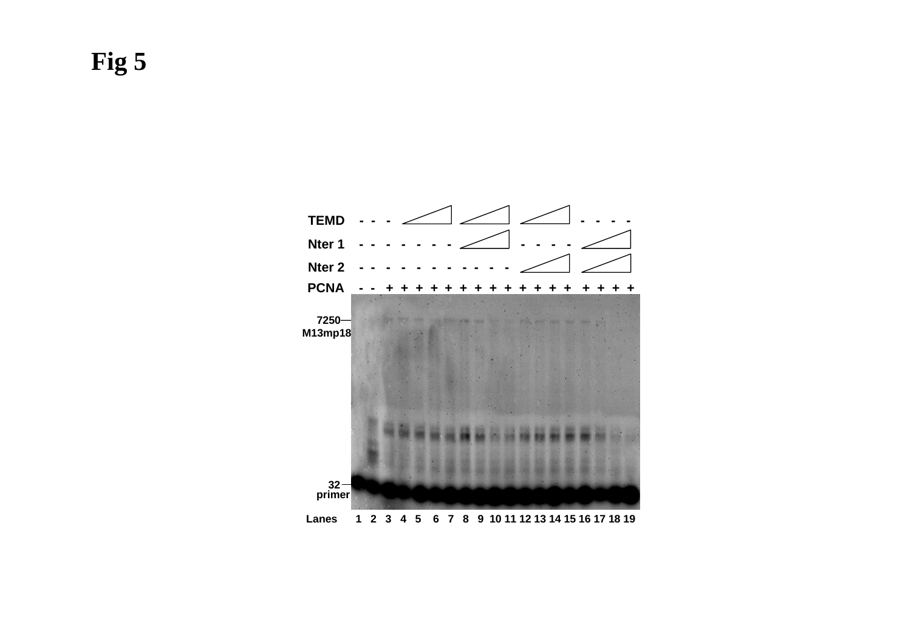# Fig 5

TEMD - - - 

Nter 1

Nter 2

PCNA - - + + + + + + + + + + + + + + + + +

7250 M13mp18

32 primer

Lanes 1 2 3 4 5 6 7 8 9 10 11 12 13 14 15 16 17 18 19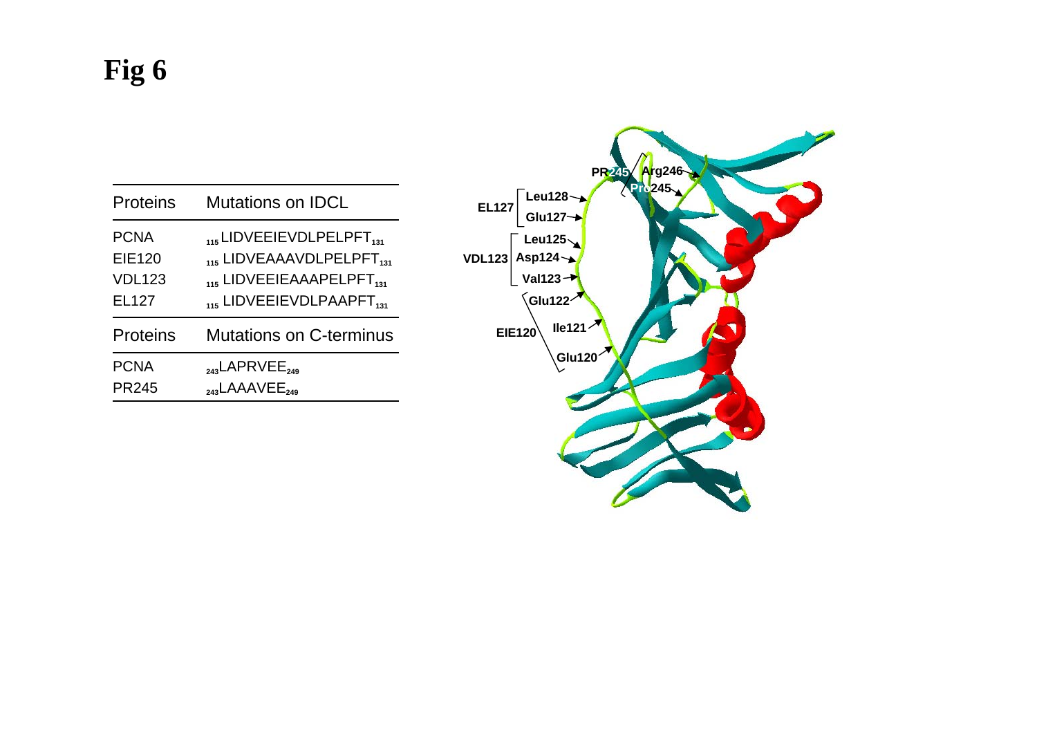# Fig 6

| Proteins | Mutations on IDCL |
|---|---|
| PCNA | $_{115}$LIDVEEIEVDLPELPFT$_{131}$ |
| EIE120 | $_{115}$LIDVEAAAVDLPELPFT$_{131}$ |
| VDL123 | $_{115}$LIDVEEIEAAAPELPFT$_{131}$ |
| EL127 | $_{115}$LIDVEEIEVDLPAAPFT$_{131}$ |

| Proteins | Mutations on C-terminus |
|---|---|
| PCNA | $_{243}$LAPRVEE$_{249}$ |
| PR245 | $_{243}$LAAAVEE$_{249}$ |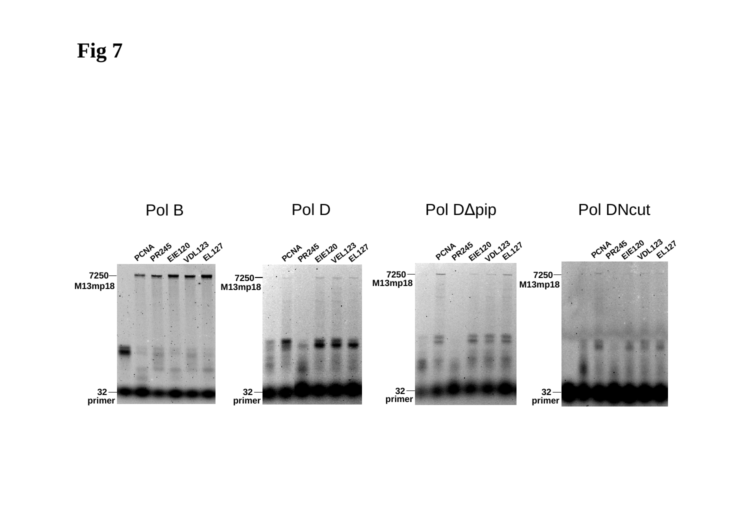# Fig 7

Pol B

PCNA PR245 EIE120 VDL123 EL127

7250 M13mp18

32 primer

Pol D

PCNA PR245 EIE120 VEL123 EL127

7250 M13mp18

32 primer

Pol DΔpip

PCNA PR245 EIE120 VDL123 EL127

7250 M13mp18

32 primer

Pol DNcut

PCNA PR245 EIE120 VDL123 EL127

7250 M13mp18

32 primer